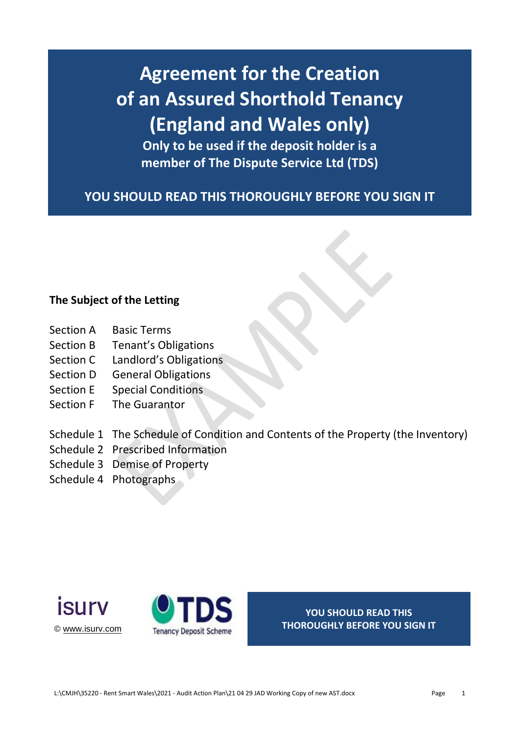# Agreement for the Creation of an Assured Shorthold Tenancy (England and Wales only)

**Only to be used if the deposit holder is a member of The Dispute Service Ltd (TDS)**

**YOU SHOULD READ THIS THOROUGHLY BEFORE YOU SIGN IT**

EXAMPLE

## The Subject of the Letting

| | |
|---|---|
| Section A | Basic Terms |
| Section B | Tenant's Obligations |
| Section C | Landlord's Obligations |
| Section D | General Obligations |
| Section E | Special Conditions |
| Section F | The Guarantor |
| Schedule 1 | The Schedule of Condition and Contents of the Property (the Inventory) |
| Schedule 2 | Prescribed Information |
| Schedule 3 | Demise of Property |
| Schedule 4 | Photographs |

isurv

© www.isurv.com

TDS Tenancy Deposit Scheme

**YOU SHOULD READ THIS THOROUGHLY BEFORE YOU SIGN IT**

L:\CMJH\35220 - Rent Smart Wales\2021 - Audit Action Plan\21 04 29 JAD Working Copy of new AST.docx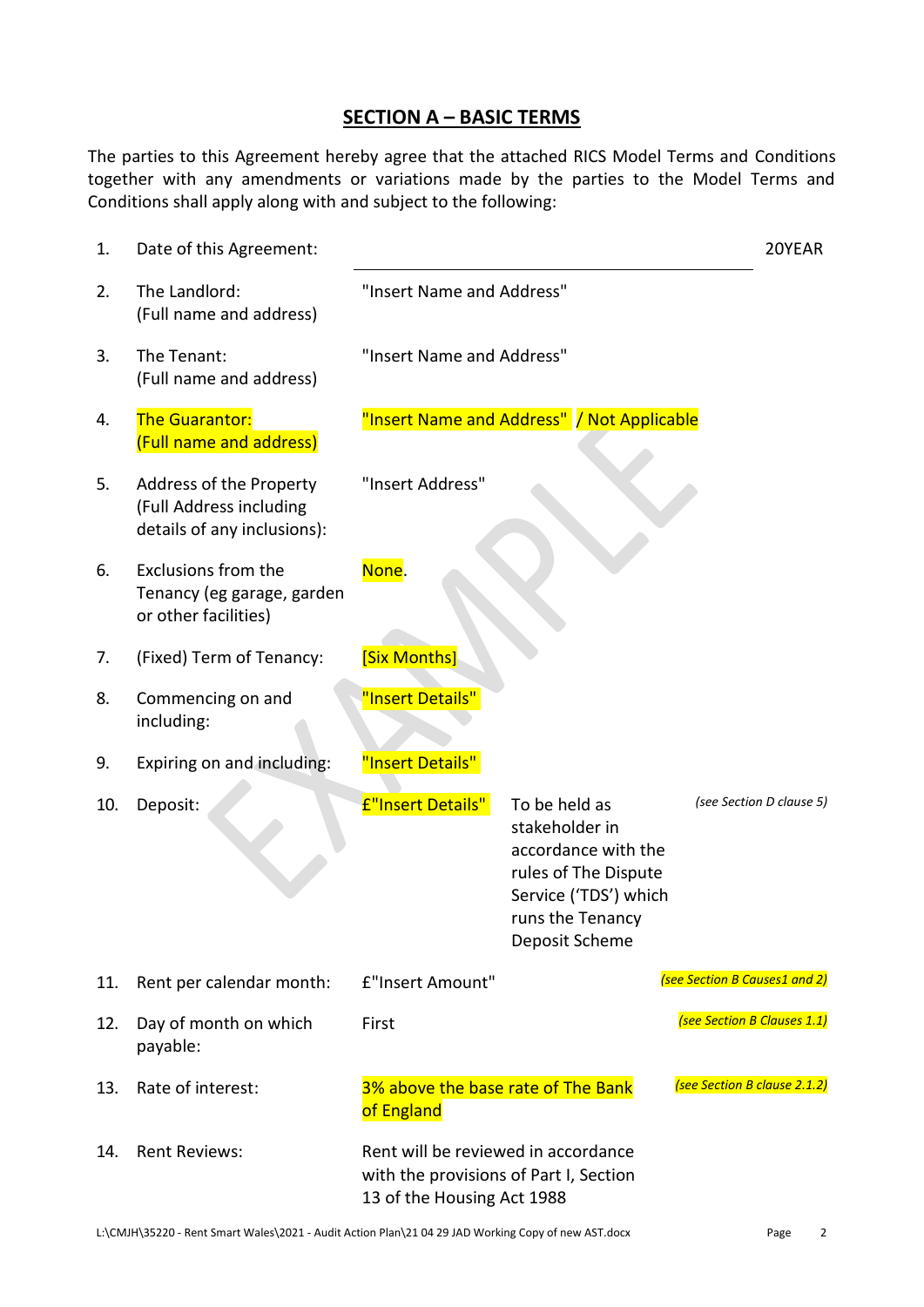## SECTION A – BASIC TERMS

The parties to this Agreement hereby agree that the attached RICS Model Terms and Conditions together with any amendments or variations made by the parties to the Model Terms and Conditions shall apply along with and subject to the following:

| | | | | |
|---|---|---|---|---|
| 1. | Date of this Agreement: | ______________________ | | 20YEAR |
| 2. | The Landlord: (Full name and address) | "Insert Name and Address" | | |
| 3. | The Tenant: (Full name and address) | "Insert Name and Address" | | |
| 4. | The Guarantor: (Full name and address) | "Insert Name and Address" / Not Applicable | | |
| 5. | Address of the Property (Full Address including details of any inclusions): | "Insert Address" | | |
| 6. | Exclusions from the Tenancy (eg garage, garden or other facilities) | None. | | |
| 7. | (Fixed) Term of Tenancy: | [Six Months] | | |
| 8. | Commencing on and including: | "Insert Details" | | |
| 9. | Expiring on and including: | "Insert Details" | | |
| 10. | Deposit: | £"Insert Details" | To be held as stakeholder in accordance with the rules of The Dispute Service ('TDS') which runs the Tenancy Deposit Scheme | *(see Section D clause 5)* |
| 11. | Rent per calendar month: | £"Insert Amount" | | *(see Section B Causes1 and 2)* |
| 12. | Day of month on which payable: | First | | *(see Section B Clauses 1.1)* |
| 13. | Rate of interest: | 3% above the base rate of The Bank of England | | *(see Section B clause 2.1.2)* |
| 14. | Rent Reviews: | Rent will be reviewed in accordance with the provisions of Part I, Section 13 of the Housing Act 1988 | | |

L:\CMJH\35220 - Rent Smart Wales\2021 - Audit Action Plan\21 04 29 JAD Working Copy of new AST.docx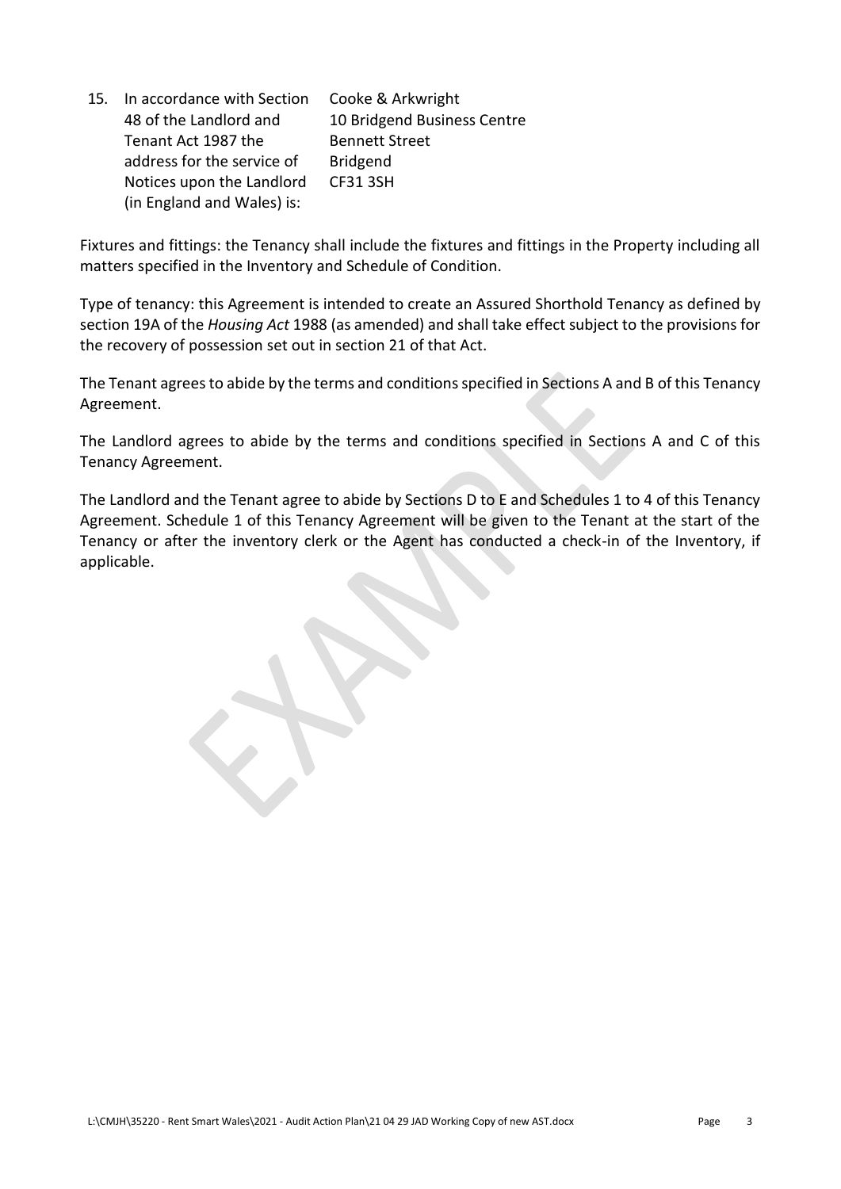15. In accordance with Section 48 of the Landlord and Tenant Act 1987 the address for the service of Notices upon the Landlord (in England and Wales) is:

    Cooke & Arkwright
    10 Bridgend Business Centre
    Bennett Street
    Bridgend
    CF31 3SH

Fixtures and fittings: the Tenancy shall include the fixtures and fittings in the Property including all matters specified in the Inventory and Schedule of Condition.

Type of tenancy: this Agreement is intended to create an Assured Shorthold Tenancy as defined by section 19A of the *Housing Act* 1988 (as amended) and shall take effect subject to the provisions for the recovery of possession set out in section 21 of that Act.

The Tenant agrees to abide by the terms and conditions specified in Sections A and B of this Tenancy Agreement.

The Landlord agrees to abide by the terms and conditions specified in Sections A and C of this Tenancy Agreement.

The Landlord and the Tenant agree to abide by Sections D to E and Schedules 1 to 4 of this Tenancy Agreement. Schedule 1 of this Tenancy Agreement will be given to the Tenant at the start of the Tenancy or after the inventory clerk or the Agent has conducted a check-in of the Inventory, if applicable.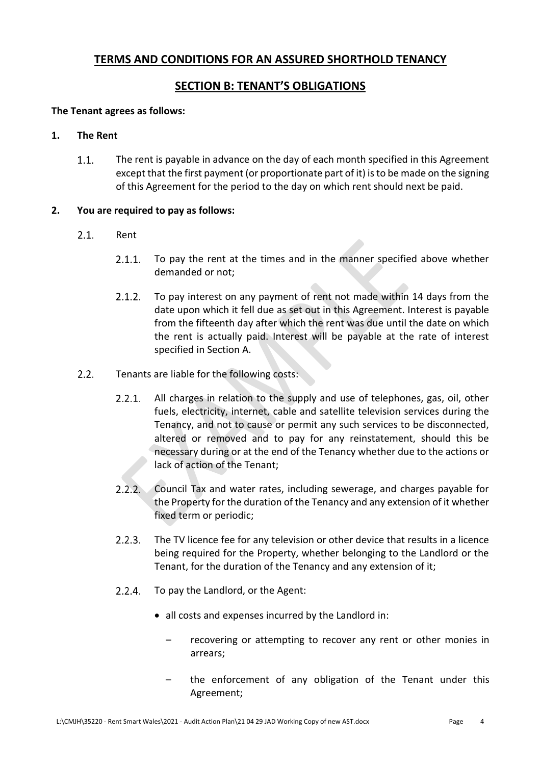# TERMS AND CONDITIONS FOR AN ASSURED SHORTHOLD TENANCY

## SECTION B: TENANT'S OBLIGATIONS

**The Tenant agrees as follows:**

**1. The Rent**

1.1. The rent is payable in advance on the day of each month specified in this Agreement except that the first payment (or proportionate part of it) is to be made on the signing of this Agreement for the period to the day on which rent should next be paid.

**2. You are required to pay as follows:**

2.1. Rent

2.1.1. To pay the rent at the times and in the manner specified above whether demanded or not;

2.1.2. To pay interest on any payment of rent not made within 14 days from the date upon which it fell due as set out in this Agreement. Interest is payable from the fifteenth day after which the rent was due until the date on which the rent is actually paid. Interest will be payable at the rate of interest specified in Section A.

2.2. Tenants are liable for the following costs:

2.2.1. All charges in relation to the supply and use of telephones, gas, oil, other fuels, electricity, internet, cable and satellite television services during the Tenancy, and not to cause or permit any such services to be disconnected, altered or removed and to pay for any reinstatement, should this be necessary during or at the end of the Tenancy whether due to the actions or lack of action of the Tenant;

2.2.2. Council Tax and water rates, including sewerage, and charges payable for the Property for the duration of the Tenancy and any extension of it whether fixed term or periodic;

2.2.3. The TV licence fee for any television or other device that results in a licence being required for the Property, whether belonging to the Landlord or the Tenant, for the duration of the Tenancy and any extension of it;

2.2.4. To pay the Landlord, or the Agent:

- all costs and expenses incurred by the Landlord in:
  - recovering or attempting to recover any rent or other monies in arrears;
  - the enforcement of any obligation of the Tenant under this Agreement;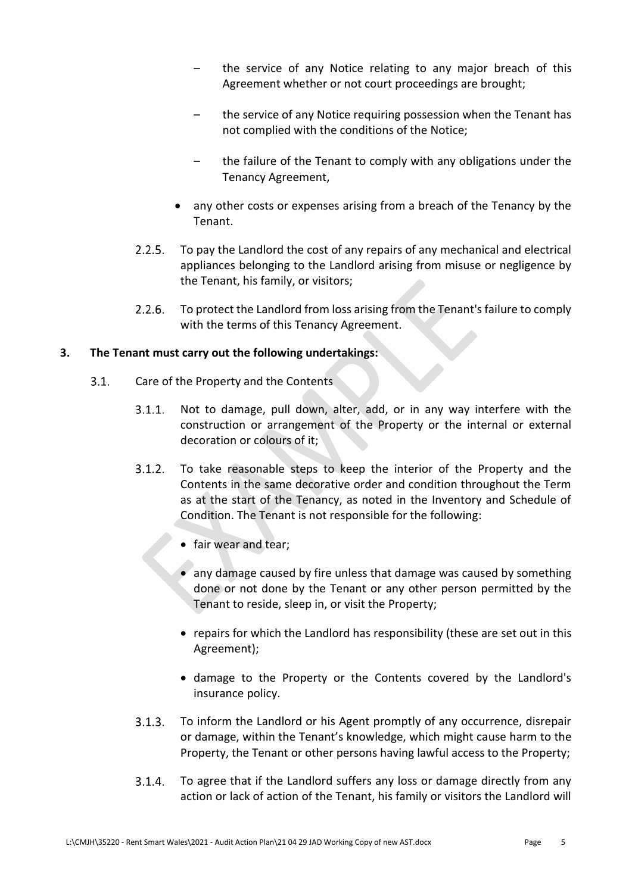- the service of any Notice relating to any major breach of this Agreement whether or not court proceedings are brought;
  - the service of any Notice requiring possession when the Tenant has not complied with the conditions of the Notice;
  - the failure of the Tenant to comply with any obligations under the Tenancy Agreement,
- any other costs or expenses arising from a breach of the Tenancy by the Tenant.

2.2.5. To pay the Landlord the cost of any repairs of any mechanical and electrical appliances belonging to the Landlord arising from misuse or negligence by the Tenant, his family, or visitors;

2.2.6. To protect the Landlord from loss arising from the Tenant's failure to comply with the terms of this Tenancy Agreement.

**3. The Tenant must carry out the following undertakings:**

3.1. Care of the Property and the Contents

3.1.1. Not to damage, pull down, alter, add, or in any way interfere with the construction or arrangement of the Property or the internal or external decoration or colours of it;

3.1.2. To take reasonable steps to keep the interior of the Property and the Contents in the same decorative order and condition throughout the Term as at the start of the Tenancy, as noted in the Inventory and Schedule of Condition. The Tenant is not responsible for the following:

- fair wear and tear;
- any damage caused by fire unless that damage was caused by something done or not done by the Tenant or any other person permitted by the Tenant to reside, sleep in, or visit the Property;
- repairs for which the Landlord has responsibility (these are set out in this Agreement);
- damage to the Property or the Contents covered by the Landlord's insurance policy.

3.1.3. To inform the Landlord or his Agent promptly of any occurrence, disrepair or damage, within the Tenant's knowledge, which might cause harm to the Property, the Tenant or other persons having lawful access to the Property;

3.1.4. To agree that if the Landlord suffers any loss or damage directly from any action or lack of action of the Tenant, his family or visitors the Landlord will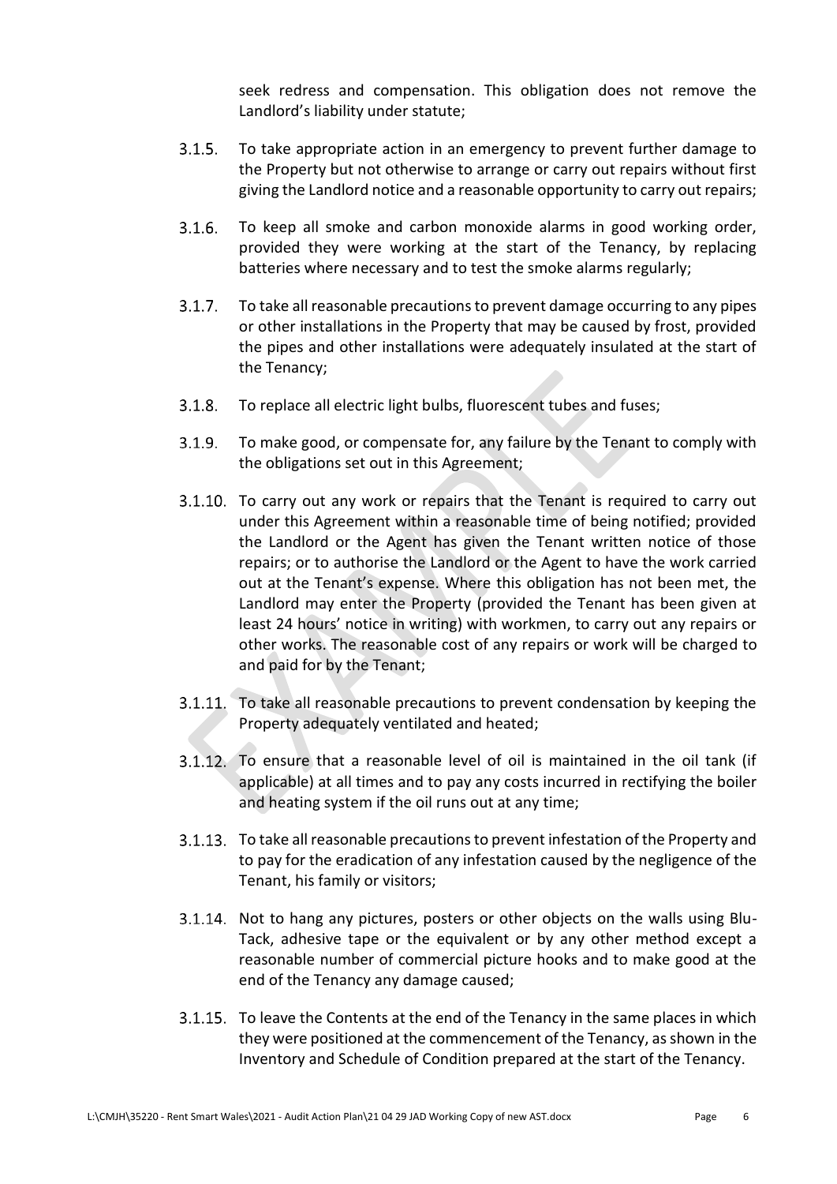seek redress and compensation. This obligation does not remove the Landlord's liability under statute;

3.1.5. To take appropriate action in an emergency to prevent further damage to the Property but not otherwise to arrange or carry out repairs without first giving the Landlord notice and a reasonable opportunity to carry out repairs;

3.1.6. To keep all smoke and carbon monoxide alarms in good working order, provided they were working at the start of the Tenancy, by replacing batteries where necessary and to test the smoke alarms regularly;

3.1.7. To take all reasonable precautions to prevent damage occurring to any pipes or other installations in the Property that may be caused by frost, provided the pipes and other installations were adequately insulated at the start of the Tenancy;

3.1.8. To replace all electric light bulbs, fluorescent tubes and fuses;

3.1.9. To make good, or compensate for, any failure by the Tenant to comply with the obligations set out in this Agreement;

3.1.10. To carry out any work or repairs that the Tenant is required to carry out under this Agreement within a reasonable time of being notified; provided the Landlord or the Agent has given the Tenant written notice of those repairs; or to authorise the Landlord or the Agent to have the work carried out at the Tenant's expense. Where this obligation has not been met, the Landlord may enter the Property (provided the Tenant has been given at least 24 hours' notice in writing) with workmen, to carry out any repairs or other works. The reasonable cost of any repairs or work will be charged to and paid for by the Tenant;

3.1.11. To take all reasonable precautions to prevent condensation by keeping the Property adequately ventilated and heated;

3.1.12. To ensure that a reasonable level of oil is maintained in the oil tank (if applicable) at all times and to pay any costs incurred in rectifying the boiler and heating system if the oil runs out at any time;

3.1.13. To take all reasonable precautions to prevent infestation of the Property and to pay for the eradication of any infestation caused by the negligence of the Tenant, his family or visitors;

3.1.14. Not to hang any pictures, posters or other objects on the walls using Blu-Tack, adhesive tape or the equivalent or by any other method except a reasonable number of commercial picture hooks and to make good at the end of the Tenancy any damage caused;

3.1.15. To leave the Contents at the end of the Tenancy in the same places in which they were positioned at the commencement of the Tenancy, as shown in the Inventory and Schedule of Condition prepared at the start of the Tenancy.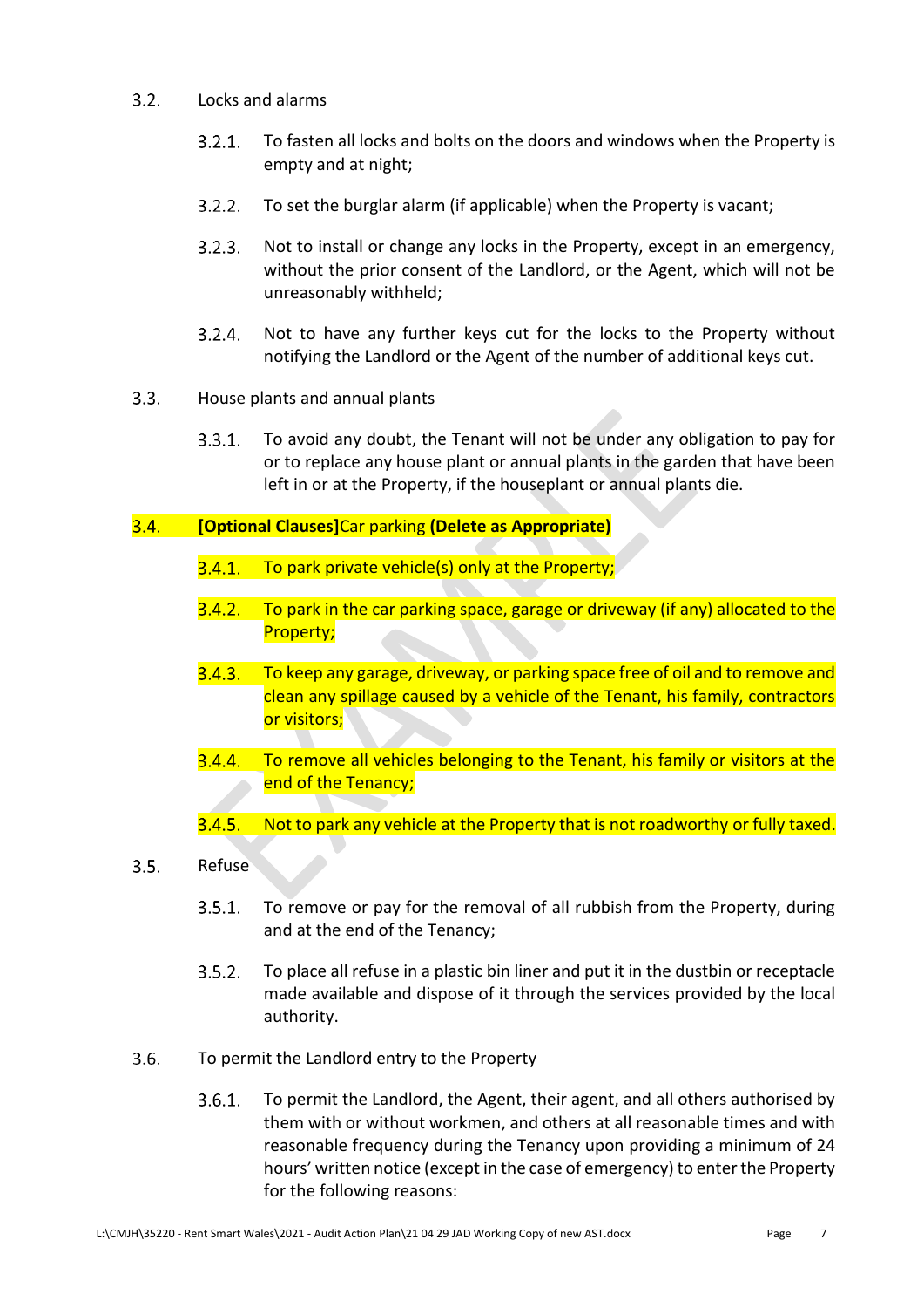3.2. Locks and alarms

3.2.1. To fasten all locks and bolts on the doors and windows when the Property is empty and at night;

3.2.2. To set the burglar alarm (if applicable) when the Property is vacant;

3.2.3. Not to install or change any locks in the Property, except in an emergency, without the prior consent of the Landlord, or the Agent, which will not be unreasonably withheld;

3.2.4. Not to have any further keys cut for the locks to the Property without notifying the Landlord or the Agent of the number of additional keys cut.

3.3. House plants and annual plants

3.3.1. To avoid any doubt, the Tenant will not be under any obligation to pay for or to replace any house plant or annual plants in the garden that have been left in or at the Property, if the houseplant or annual plants die.

3.4. **[Optional Clauses]**Car parking **(Delete as Appropriate)**

3.4.1. To park private vehicle(s) only at the Property;

3.4.2. To park in the car parking space, garage or driveway (if any) allocated to the Property;

3.4.3. To keep any garage, driveway, or parking space free of oil and to remove and clean any spillage caused by a vehicle of the Tenant, his family, contractors or visitors;

3.4.4. To remove all vehicles belonging to the Tenant, his family or visitors at the end of the Tenancy;

3.4.5. Not to park any vehicle at the Property that is not roadworthy or fully taxed.

3.5. Refuse

3.5.1. To remove or pay for the removal of all rubbish from the Property, during and at the end of the Tenancy;

3.5.2. To place all refuse in a plastic bin liner and put it in the dustbin or receptacle made available and dispose of it through the services provided by the local authority.

3.6. To permit the Landlord entry to the Property

3.6.1. To permit the Landlord, the Agent, their agent, and all others authorised by them with or without workmen, and others at all reasonable times and with reasonable frequency during the Tenancy upon providing a minimum of 24 hours' written notice (except in the case of emergency) to enter the Property for the following reasons: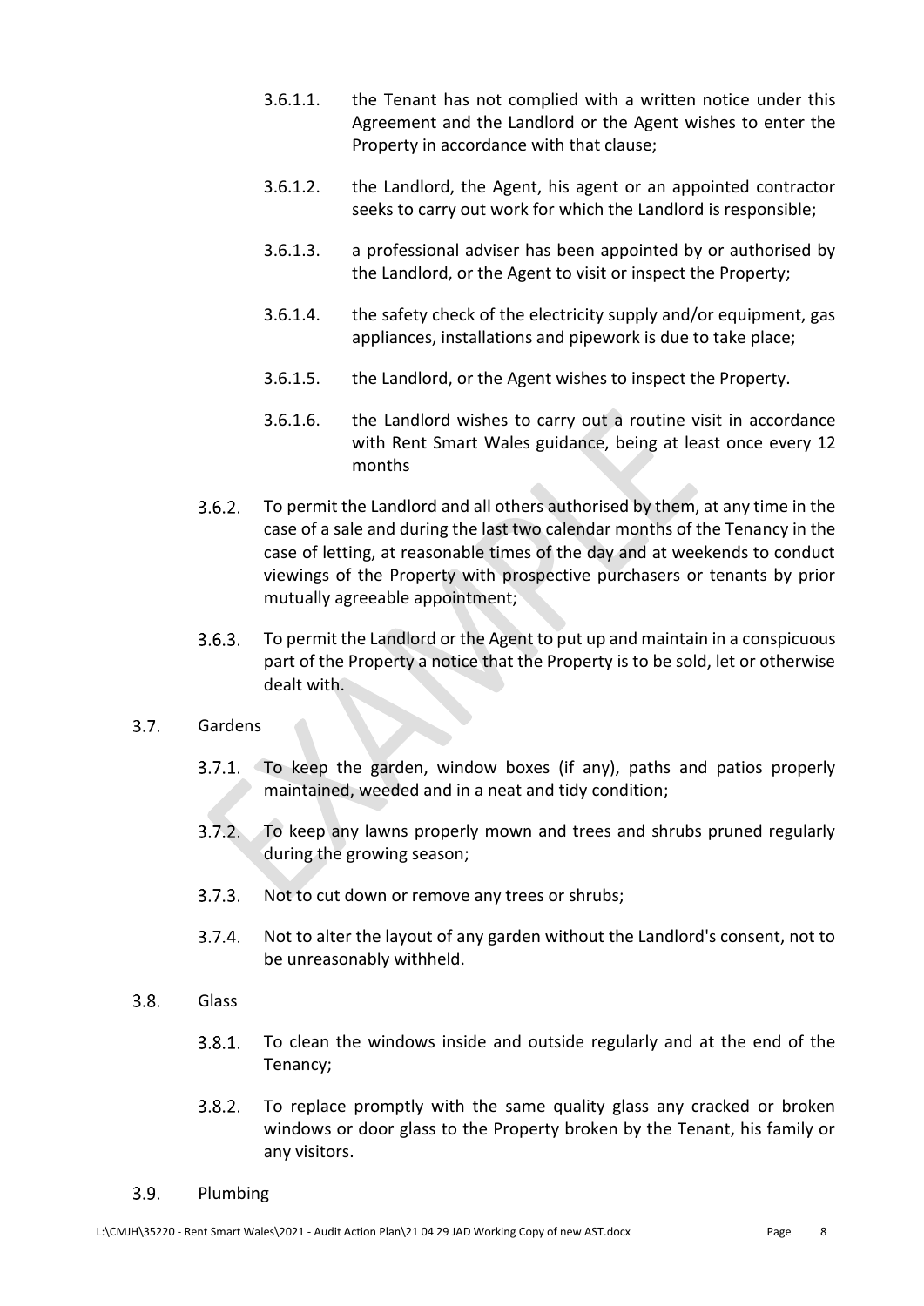3.6.1.1. the Tenant has not complied with a written notice under this Agreement and the Landlord or the Agent wishes to enter the Property in accordance with that clause;

3.6.1.2. the Landlord, the Agent, his agent or an appointed contractor seeks to carry out work for which the Landlord is responsible;

3.6.1.3. a professional adviser has been appointed by or authorised by the Landlord, or the Agent to visit or inspect the Property;

3.6.1.4. the safety check of the electricity supply and/or equipment, gas appliances, installations and pipework is due to take place;

3.6.1.5. the Landlord, or the Agent wishes to inspect the Property.

3.6.1.6. the Landlord wishes to carry out a routine visit in accordance with Rent Smart Wales guidance, being at least once every 12 months

3.6.2. To permit the Landlord and all others authorised by them, at any time in the case of a sale and during the last two calendar months of the Tenancy in the case of letting, at reasonable times of the day and at weekends to conduct viewings of the Property with prospective purchasers or tenants by prior mutually agreeable appointment;

3.6.3. To permit the Landlord or the Agent to put up and maintain in a conspicuous part of the Property a notice that the Property is to be sold, let or otherwise dealt with.

3.7. Gardens

3.7.1. To keep the garden, window boxes (if any), paths and patios properly maintained, weeded and in a neat and tidy condition;

3.7.2. To keep any lawns properly mown and trees and shrubs pruned regularly during the growing season;

3.7.3. Not to cut down or remove any trees or shrubs;

3.7.4. Not to alter the layout of any garden without the Landlord's consent, not to be unreasonably withheld.

3.8. Glass

3.8.1. To clean the windows inside and outside regularly and at the end of the Tenancy;

3.8.2. To replace promptly with the same quality glass any cracked or broken windows or door glass to the Property broken by the Tenant, his family or any visitors.

3.9. Plumbing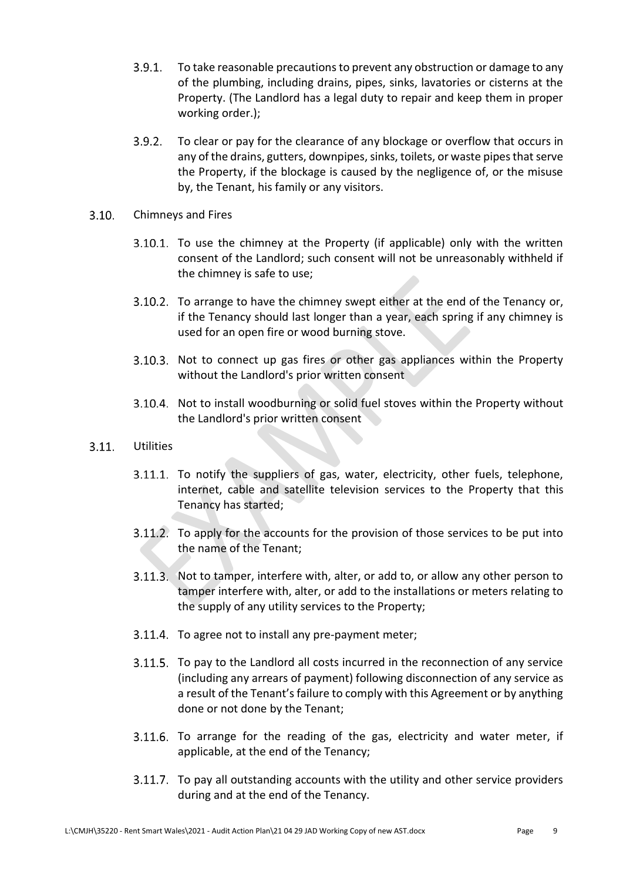3.9.1. To take reasonable precautions to prevent any obstruction or damage to any of the plumbing, including drains, pipes, sinks, lavatories or cisterns at the Property. (The Landlord has a legal duty to repair and keep them in proper working order.);

3.9.2. To clear or pay for the clearance of any blockage or overflow that occurs in any of the drains, gutters, downpipes, sinks, toilets, or waste pipes that serve the Property, if the blockage is caused by the negligence of, or the misuse by, the Tenant, his family or any visitors.

3.10. Chimneys and Fires

3.10.1. To use the chimney at the Property (if applicable) only with the written consent of the Landlord; such consent will not be unreasonably withheld if the chimney is safe to use;

3.10.2. To arrange to have the chimney swept either at the end of the Tenancy or, if the Tenancy should last longer than a year, each spring if any chimney is used for an open fire or wood burning stove.

3.10.3. Not to connect up gas fires or other gas appliances within the Property without the Landlord's prior written consent

3.10.4. Not to install woodburning or solid fuel stoves within the Property without the Landlord's prior written consent

3.11. Utilities

3.11.1. To notify the suppliers of gas, water, electricity, other fuels, telephone, internet, cable and satellite television services to the Property that this Tenancy has started;

3.11.2. To apply for the accounts for the provision of those services to be put into the name of the Tenant;

3.11.3. Not to tamper, interfere with, alter, or add to, or allow any other person to tamper interfere with, alter, or add to the installations or meters relating to the supply of any utility services to the Property;

3.11.4. To agree not to install any pre-payment meter;

3.11.5. To pay to the Landlord all costs incurred in the reconnection of any service (including any arrears of payment) following disconnection of any service as a result of the Tenant's failure to comply with this Agreement or by anything done or not done by the Tenant;

3.11.6. To arrange for the reading of the gas, electricity and water meter, if applicable, at the end of the Tenancy;

3.11.7. To pay all outstanding accounts with the utility and other service providers during and at the end of the Tenancy.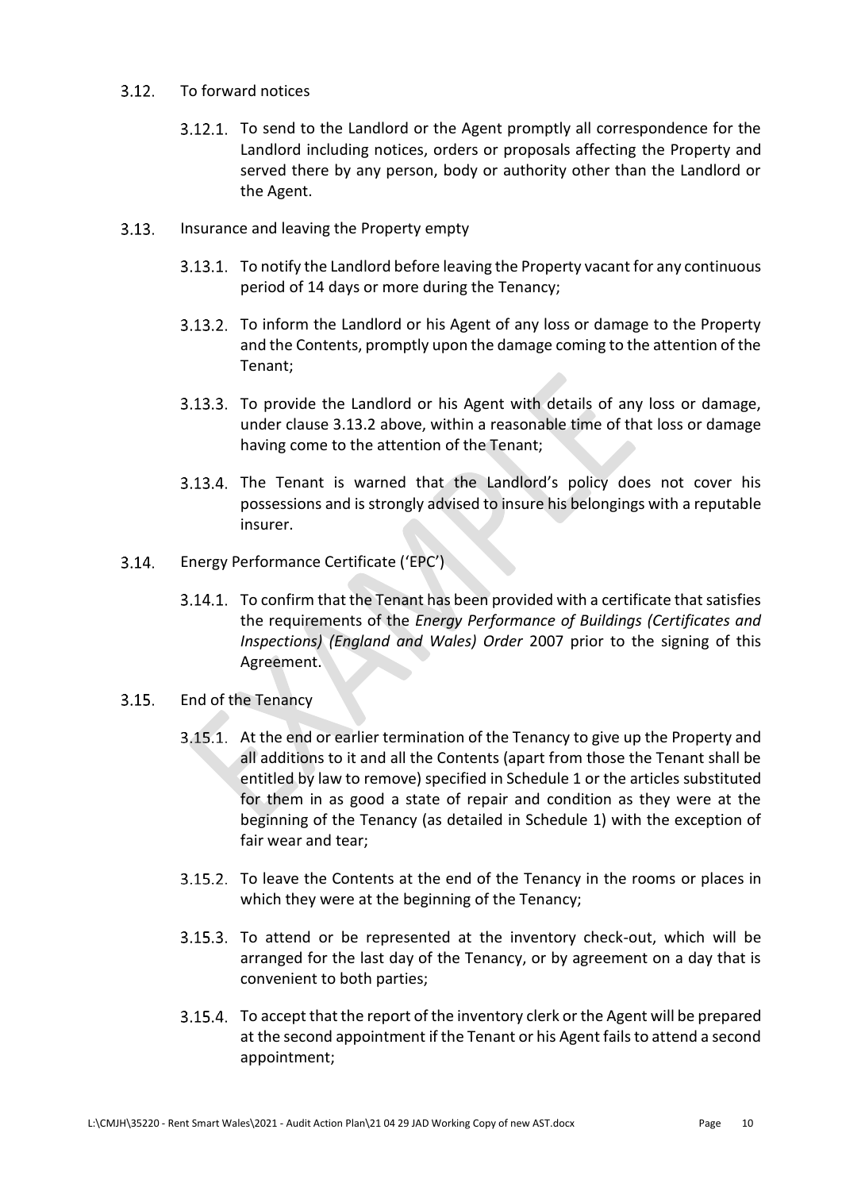3.12. To forward notices

3.12.1. To send to the Landlord or the Agent promptly all correspondence for the Landlord including notices, orders or proposals affecting the Property and served there by any person, body or authority other than the Landlord or the Agent.

3.13. Insurance and leaving the Property empty

3.13.1. To notify the Landlord before leaving the Property vacant for any continuous period of 14 days or more during the Tenancy;

3.13.2. To inform the Landlord or his Agent of any loss or damage to the Property and the Contents, promptly upon the damage coming to the attention of the Tenant;

3.13.3. To provide the Landlord or his Agent with details of any loss or damage, under clause 3.13.2 above, within a reasonable time of that loss or damage having come to the attention of the Tenant;

3.13.4. The Tenant is warned that the Landlord's policy does not cover his possessions and is strongly advised to insure his belongings with a reputable insurer.

3.14. Energy Performance Certificate ('EPC')

3.14.1. To confirm that the Tenant has been provided with a certificate that satisfies the requirements of the *Energy Performance of Buildings (Certificates and Inspections) (England and Wales) Order* 2007 prior to the signing of this Agreement.

3.15. End of the Tenancy

3.15.1. At the end or earlier termination of the Tenancy to give up the Property and all additions to it and all the Contents (apart from those the Tenant shall be entitled by law to remove) specified in Schedule 1 or the articles substituted for them in as good a state of repair and condition as they were at the beginning of the Tenancy (as detailed in Schedule 1) with the exception of fair wear and tear;

3.15.2. To leave the Contents at the end of the Tenancy in the rooms or places in which they were at the beginning of the Tenancy;

3.15.3. To attend or be represented at the inventory check-out, which will be arranged for the last day of the Tenancy, or by agreement on a day that is convenient to both parties;

3.15.4. To accept that the report of the inventory clerk or the Agent will be prepared at the second appointment if the Tenant or his Agent fails to attend a second appointment;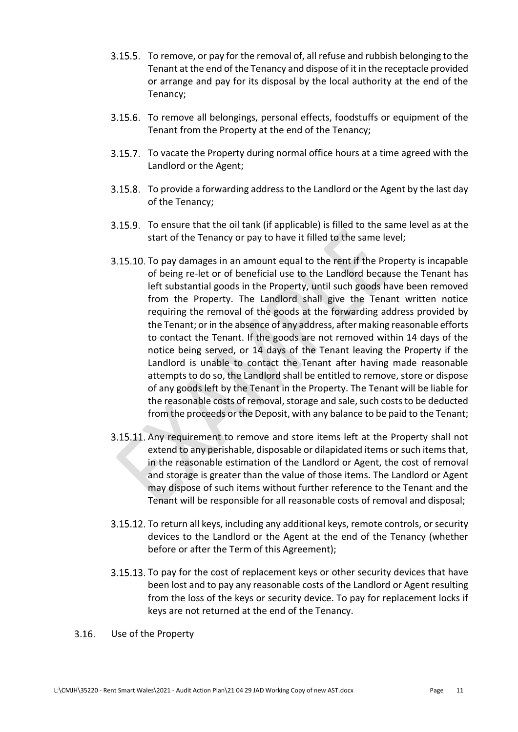3.15.5. To remove, or pay for the removal of, all refuse and rubbish belonging to the Tenant at the end of the Tenancy and dispose of it in the receptacle provided or arrange and pay for its disposal by the local authority at the end of the Tenancy;

3.15.6. To remove all belongings, personal effects, foodstuffs or equipment of the Tenant from the Property at the end of the Tenancy;

3.15.7. To vacate the Property during normal office hours at a time agreed with the Landlord or the Agent;

3.15.8. To provide a forwarding address to the Landlord or the Agent by the last day of the Tenancy;

3.15.9. To ensure that the oil tank (if applicable) is filled to the same level as at the start of the Tenancy or pay to have it filled to the same level;

3.15.10. To pay damages in an amount equal to the rent if the Property is incapable of being re-let or of beneficial use to the Landlord because the Tenant has left substantial goods in the Property, until such goods have been removed from the Property. The Landlord shall give the Tenant written notice requiring the removal of the goods at the forwarding address provided by the Tenant; or in the absence of any address, after making reasonable efforts to contact the Tenant. If the goods are not removed within 14 days of the notice being served, or 14 days of the Tenant leaving the Property if the Landlord is unable to contact the Tenant after having made reasonable attempts to do so, the Landlord shall be entitled to remove, store or dispose of any goods left by the Tenant in the Property. The Tenant will be liable for the reasonable costs of removal, storage and sale, such costs to be deducted from the proceeds or the Deposit, with any balance to be paid to the Tenant;

3.15.11. Any requirement to remove and store items left at the Property shall not extend to any perishable, disposable or dilapidated items or such items that, in the reasonable estimation of the Landlord or Agent, the cost of removal and storage is greater than the value of those items. The Landlord or Agent may dispose of such items without further reference to the Tenant and the Tenant will be responsible for all reasonable costs of removal and disposal;

3.15.12. To return all keys, including any additional keys, remote controls, or security devices to the Landlord or the Agent at the end of the Tenancy (whether before or after the Term of this Agreement);

3.15.13. To pay for the cost of replacement keys or other security devices that have been lost and to pay any reasonable costs of the Landlord or Agent resulting from the loss of the keys or security device. To pay for replacement locks if keys are not returned at the end of the Tenancy.

3.16. Use of the Property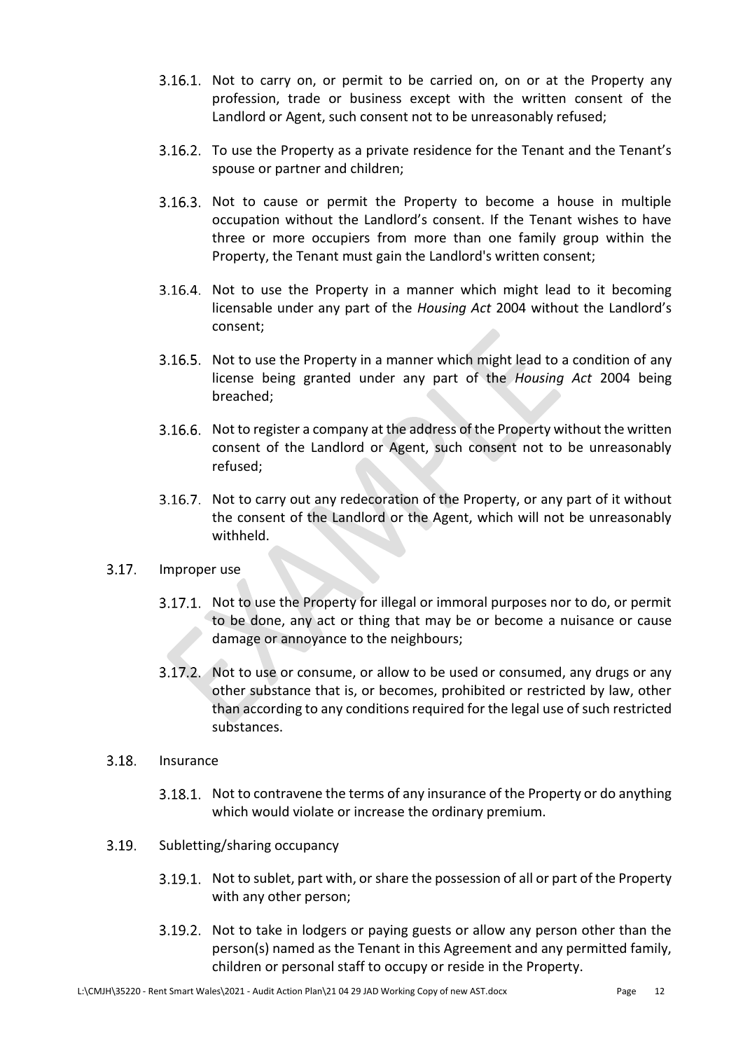3.16.1. Not to carry on, or permit to be carried on, on or at the Property any profession, trade or business except with the written consent of the Landlord or Agent, such consent not to be unreasonably refused;

3.16.2. To use the Property as a private residence for the Tenant and the Tenant's spouse or partner and children;

3.16.3. Not to cause or permit the Property to become a house in multiple occupation without the Landlord's consent. If the Tenant wishes to have three or more occupiers from more than one family group within the Property, the Tenant must gain the Landlord's written consent;

3.16.4. Not to use the Property in a manner which might lead to it becoming licensable under any part of the *Housing Act* 2004 without the Landlord's consent;

3.16.5. Not to use the Property in a manner which might lead to a condition of any license being granted under any part of the *Housing Act* 2004 being breached;

3.16.6. Not to register a company at the address of the Property without the written consent of the Landlord or Agent, such consent not to be unreasonably refused;

3.16.7. Not to carry out any redecoration of the Property, or any part of it without the consent of the Landlord or the Agent, which will not be unreasonably withheld.

3.17. Improper use

3.17.1. Not to use the Property for illegal or immoral purposes nor to do, or permit to be done, any act or thing that may be or become a nuisance or cause damage or annoyance to the neighbours;

3.17.2. Not to use or consume, or allow to be used or consumed, any drugs or any other substance that is, or becomes, prohibited or restricted by law, other than according to any conditions required for the legal use of such restricted substances.

3.18. Insurance

3.18.1. Not to contravene the terms of any insurance of the Property or do anything which would violate or increase the ordinary premium.

3.19. Subletting/sharing occupancy

3.19.1. Not to sublet, part with, or share the possession of all or part of the Property with any other person;

3.19.2. Not to take in lodgers or paying guests or allow any person other than the person(s) named as the Tenant in this Agreement and any permitted family, children or personal staff to occupy or reside in the Property.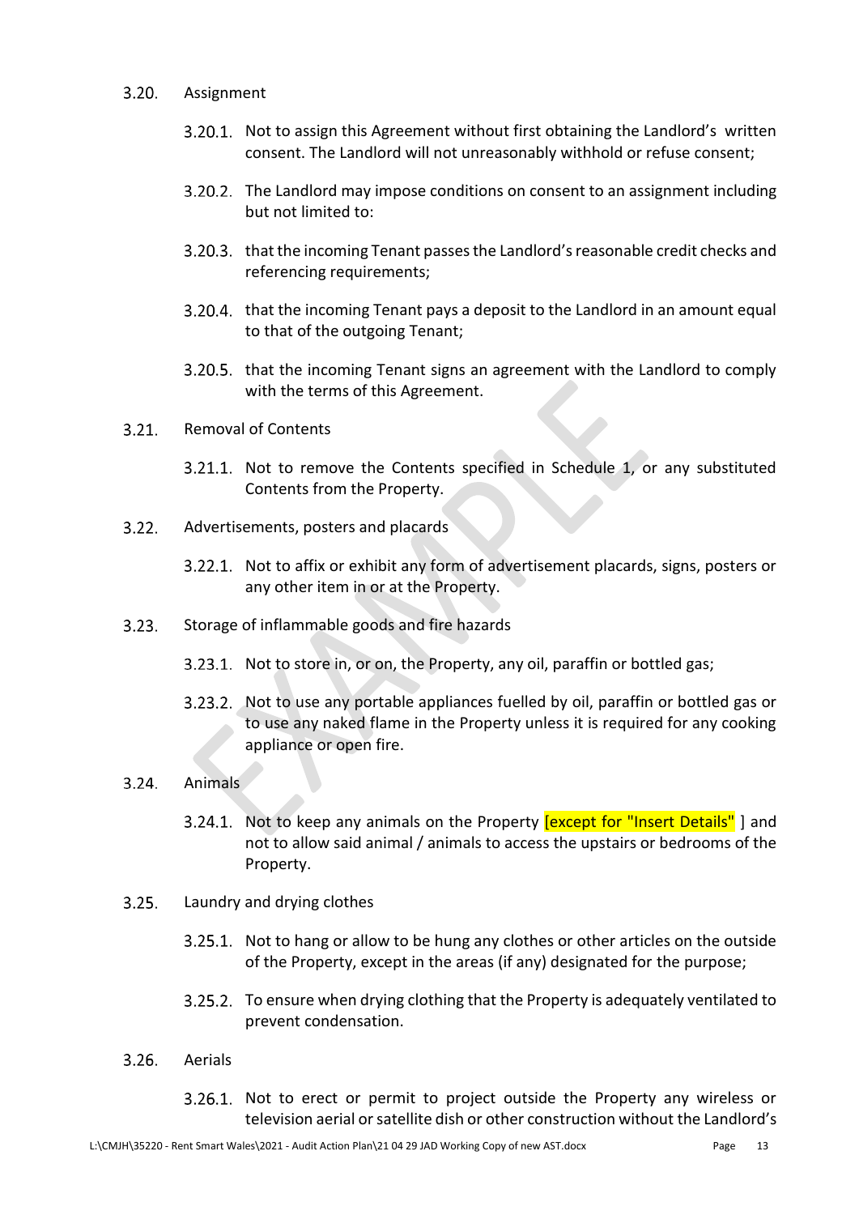3.20. Assignment

3.20.1. Not to assign this Agreement without first obtaining the Landlord's written consent. The Landlord will not unreasonably withhold or refuse consent;

3.20.2. The Landlord may impose conditions on consent to an assignment including but not limited to:

3.20.3. that the incoming Tenant passes the Landlord's reasonable credit checks and referencing requirements;

3.20.4. that the incoming Tenant pays a deposit to the Landlord in an amount equal to that of the outgoing Tenant;

3.20.5. that the incoming Tenant signs an agreement with the Landlord to comply with the terms of this Agreement.

3.21. Removal of Contents

3.21.1. Not to remove the Contents specified in Schedule 1, or any substituted Contents from the Property.

3.22. Advertisements, posters and placards

3.22.1. Not to affix or exhibit any form of advertisement placards, signs, posters or any other item in or at the Property.

3.23. Storage of inflammable goods and fire hazards

3.23.1. Not to store in, or on, the Property, any oil, paraffin or bottled gas;

3.23.2. Not to use any portable appliances fuelled by oil, paraffin or bottled gas or to use any naked flame in the Property unless it is required for any cooking appliance or open fire.

3.24. Animals

3.24.1. Not to keep any animals on the Property [except for "Insert Details" ] and not to allow said animal / animals to access the upstairs or bedrooms of the Property.

3.25. Laundry and drying clothes

3.25.1. Not to hang or allow to be hung any clothes or other articles on the outside of the Property, except in the areas (if any) designated for the purpose;

3.25.2. To ensure when drying clothing that the Property is adequately ventilated to prevent condensation.

3.26. Aerials

3.26.1. Not to erect or permit to project outside the Property any wireless or television aerial or satellite dish or other construction without the Landlord's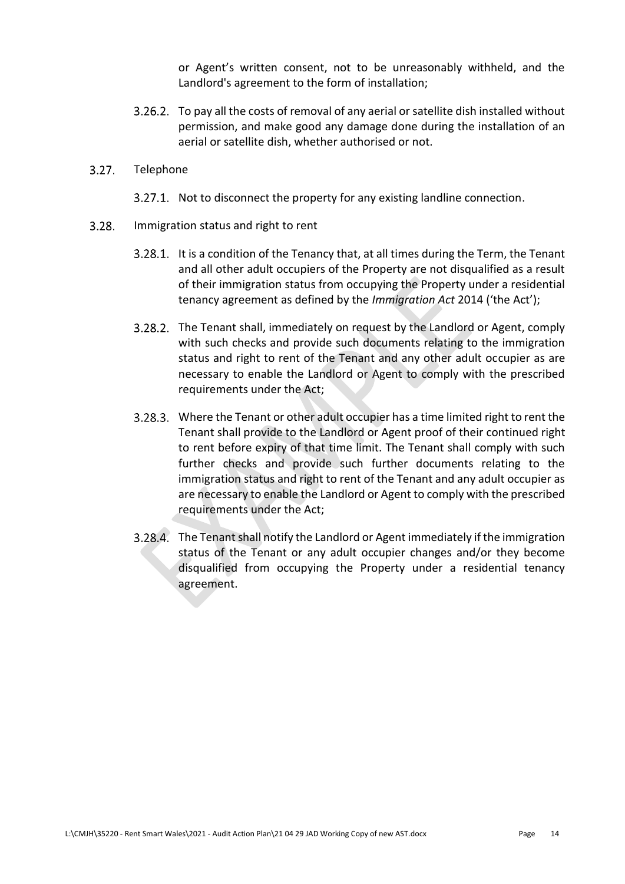or Agent's written consent, not to be unreasonably withheld, and the Landlord's agreement to the form of installation;

3.26.2. To pay all the costs of removal of any aerial or satellite dish installed without permission, and make good any damage done during the installation of an aerial or satellite dish, whether authorised or not.

3.27. Telephone

3.27.1. Not to disconnect the property for any existing landline connection.

3.28. Immigration status and right to rent

3.28.1. It is a condition of the Tenancy that, at all times during the Term, the Tenant and all other adult occupiers of the Property are not disqualified as a result of their immigration status from occupying the Property under a residential tenancy agreement as defined by the *Immigration Act* 2014 ('the Act');

3.28.2. The Tenant shall, immediately on request by the Landlord or Agent, comply with such checks and provide such documents relating to the immigration status and right to rent of the Tenant and any other adult occupier as are necessary to enable the Landlord or Agent to comply with the prescribed requirements under the Act;

3.28.3. Where the Tenant or other adult occupier has a time limited right to rent the Tenant shall provide to the Landlord or Agent proof of their continued right to rent before expiry of that time limit. The Tenant shall comply with such further checks and provide such further documents relating to the immigration status and right to rent of the Tenant and any adult occupier as are necessary to enable the Landlord or Agent to comply with the prescribed requirements under the Act;

3.28.4. The Tenant shall notify the Landlord or Agent immediately if the immigration status of the Tenant or any adult occupier changes and/or they become disqualified from occupying the Property under a residential tenancy agreement.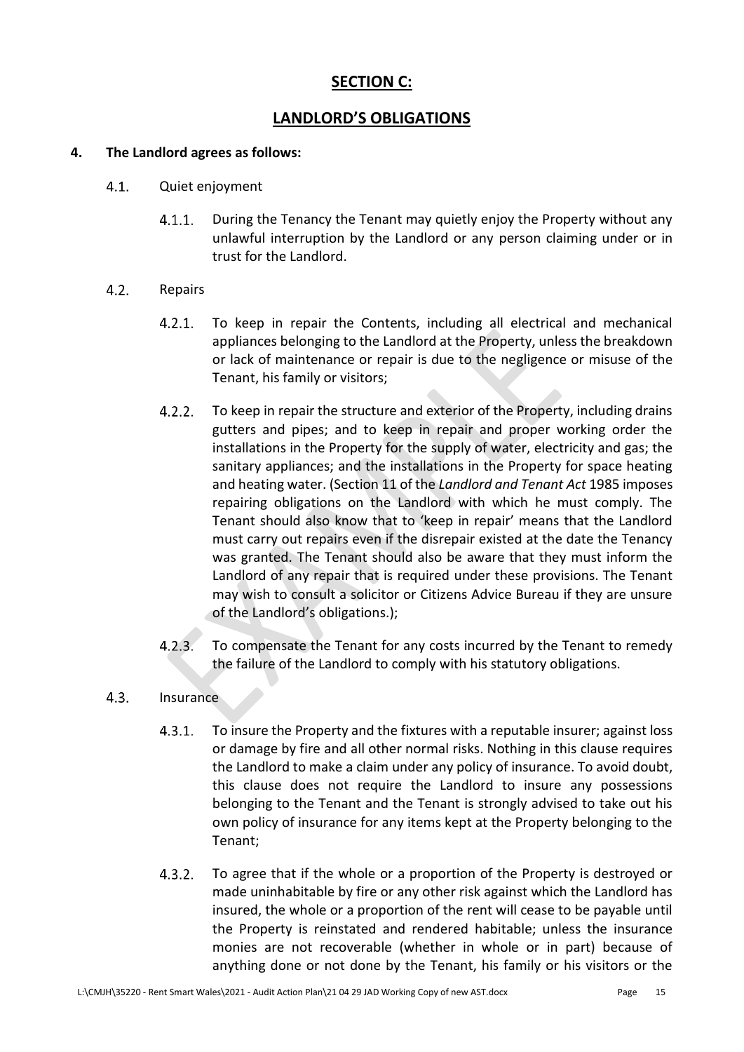## SECTION C:

## LANDLORD'S OBLIGATIONS

**4. The Landlord agrees as follows:**

4.1. Quiet enjoyment

4.1.1. During the Tenancy the Tenant may quietly enjoy the Property without any unlawful interruption by the Landlord or any person claiming under or in trust for the Landlord.

4.2. Repairs

4.2.1. To keep in repair the Contents, including all electrical and mechanical appliances belonging to the Landlord at the Property, unless the breakdown or lack of maintenance or repair is due to the negligence or misuse of the Tenant, his family or visitors;

4.2.2. To keep in repair the structure and exterior of the Property, including drains gutters and pipes; and to keep in repair and proper working order the installations in the Property for the supply of water, electricity and gas; the sanitary appliances; and the installations in the Property for space heating and heating water. (Section 11 of the *Landlord and Tenant Act* 1985 imposes repairing obligations on the Landlord with which he must comply. The Tenant should also know that to 'keep in repair' means that the Landlord must carry out repairs even if the disrepair existed at the date the Tenancy was granted. The Tenant should also be aware that they must inform the Landlord of any repair that is required under these provisions. The Tenant may wish to consult a solicitor or Citizens Advice Bureau if they are unsure of the Landlord's obligations.);

4.2.3. To compensate the Tenant for any costs incurred by the Tenant to remedy the failure of the Landlord to comply with his statutory obligations.

4.3. Insurance

4.3.1. To insure the Property and the fixtures with a reputable insurer; against loss or damage by fire and all other normal risks. Nothing in this clause requires the Landlord to make a claim under any policy of insurance. To avoid doubt, this clause does not require the Landlord to insure any possessions belonging to the Tenant and the Tenant is strongly advised to take out his own policy of insurance for any items kept at the Property belonging to the Tenant;

4.3.2. To agree that if the whole or a proportion of the Property is destroyed or made uninhabitable by fire or any other risk against which the Landlord has insured, the whole or a proportion of the rent will cease to be payable until the Property is reinstated and rendered habitable; unless the insurance monies are not recoverable (whether in whole or in part) because of anything done or not done by the Tenant, his family or his visitors or the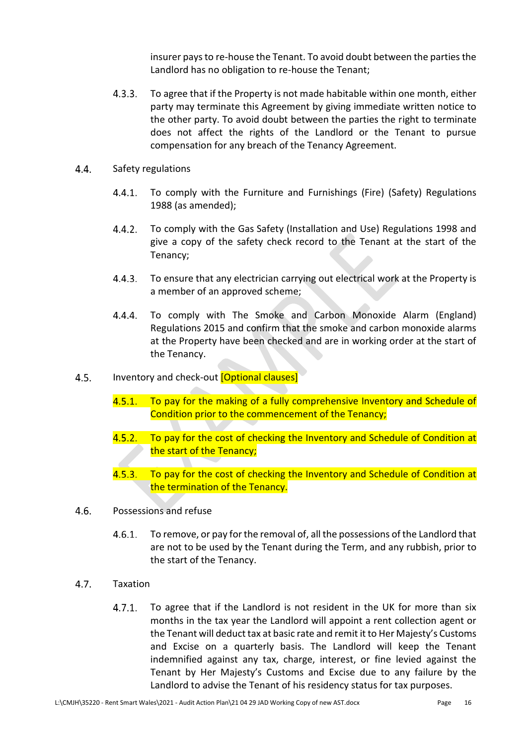insurer pays to re-house the Tenant. To avoid doubt between the parties the Landlord has no obligation to re-house the Tenant;

4.3.3. To agree that if the Property is not made habitable within one month, either party may terminate this Agreement by giving immediate written notice to the other party. To avoid doubt between the parties the right to terminate does not affect the rights of the Landlord or the Tenant to pursue compensation for any breach of the Tenancy Agreement.

4.4. Safety regulations

4.4.1. To comply with the Furniture and Furnishings (Fire) (Safety) Regulations 1988 (as amended);

4.4.2. To comply with the Gas Safety (Installation and Use) Regulations 1998 and give a copy of the safety check record to the Tenant at the start of the Tenancy;

4.4.3. To ensure that any electrician carrying out electrical work at the Property is a member of an approved scheme;

4.4.4. To comply with The Smoke and Carbon Monoxide Alarm (England) Regulations 2015 and confirm that the smoke and carbon monoxide alarms at the Property have been checked and are in working order at the start of the Tenancy.

4.5. Inventory and check-out [Optional clauses]

4.5.1. To pay for the making of a fully comprehensive Inventory and Schedule of Condition prior to the commencement of the Tenancy;

4.5.2. To pay for the cost of checking the Inventory and Schedule of Condition at the start of the Tenancy;

4.5.3. To pay for the cost of checking the Inventory and Schedule of Condition at the termination of the Tenancy.

4.6. Possessions and refuse

4.6.1. To remove, or pay for the removal of, all the possessions of the Landlord that are not to be used by the Tenant during the Term, and any rubbish, prior to the start of the Tenancy.

4.7. Taxation

4.7.1. To agree that if the Landlord is not resident in the UK for more than six months in the tax year the Landlord will appoint a rent collection agent or the Tenant will deduct tax at basic rate and remit it to Her Majesty's Customs and Excise on a quarterly basis. The Landlord will keep the Tenant indemnified against any tax, charge, interest, or fine levied against the Tenant by Her Majesty's Customs and Excise due to any failure by the Landlord to advise the Tenant of his residency status for tax purposes.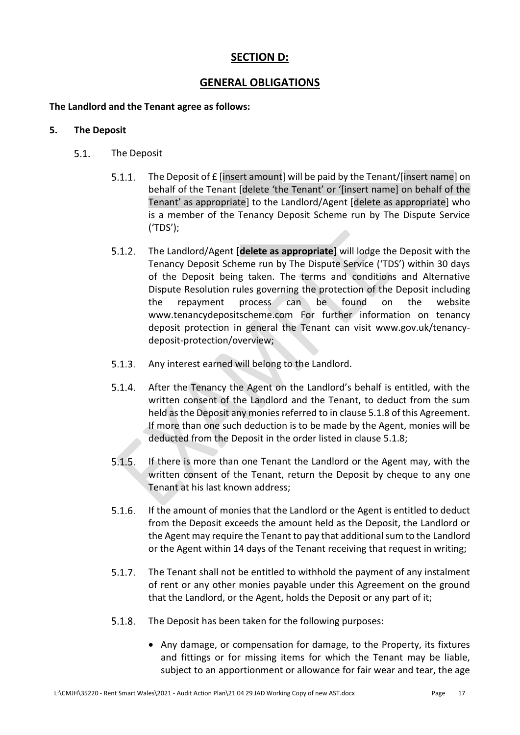## SECTION D:

## GENERAL OBLIGATIONS

**The Landlord and the Tenant agree as follows:**

**5. The Deposit**

5.1. The Deposit

5.1.1. The Deposit of £ [insert amount] will be paid by the Tenant/[insert name] on behalf of the Tenant [delete 'the Tenant' or '[insert name] on behalf of the Tenant' as appropriate] to the Landlord/Agent [delete as appropriate] who is a member of the Tenancy Deposit Scheme run by The Dispute Service ('TDS');

5.1.2. The Landlord/Agent **[delete as appropriate]** will lodge the Deposit with the Tenancy Deposit Scheme run by The Dispute Service ('TDS') within 30 days of the Deposit being taken. The terms and conditions and Alternative Dispute Resolution rules governing the protection of the Deposit including the repayment process can be found on the website www.tenancydepositscheme.com For further information on tenancy deposit protection in general the Tenant can visit www.gov.uk/tenancy-deposit-protection/overview;

5.1.3. Any interest earned will belong to the Landlord.

5.1.4. After the Tenancy the Agent on the Landlord's behalf is entitled, with the written consent of the Landlord and the Tenant, to deduct from the sum held as the Deposit any monies referred to in clause 5.1.8 of this Agreement. If more than one such deduction is to be made by the Agent, monies will be deducted from the Deposit in the order listed in clause 5.1.8;

5.1.5. If there is more than one Tenant the Landlord or the Agent may, with the written consent of the Tenant, return the Deposit by cheque to any one Tenant at his last known address;

5.1.6. If the amount of monies that the Landlord or the Agent is entitled to deduct from the Deposit exceeds the amount held as the Deposit, the Landlord or the Agent may require the Tenant to pay that additional sum to the Landlord or the Agent within 14 days of the Tenant receiving that request in writing;

5.1.7. The Tenant shall not be entitled to withhold the payment of any instalment of rent or any other monies payable under this Agreement on the ground that the Landlord, or the Agent, holds the Deposit or any part of it;

5.1.8. The Deposit has been taken for the following purposes:

- Any damage, or compensation for damage, to the Property, its fixtures and fittings or for missing items for which the Tenant may be liable, subject to an apportionment or allowance for fair wear and tear, the age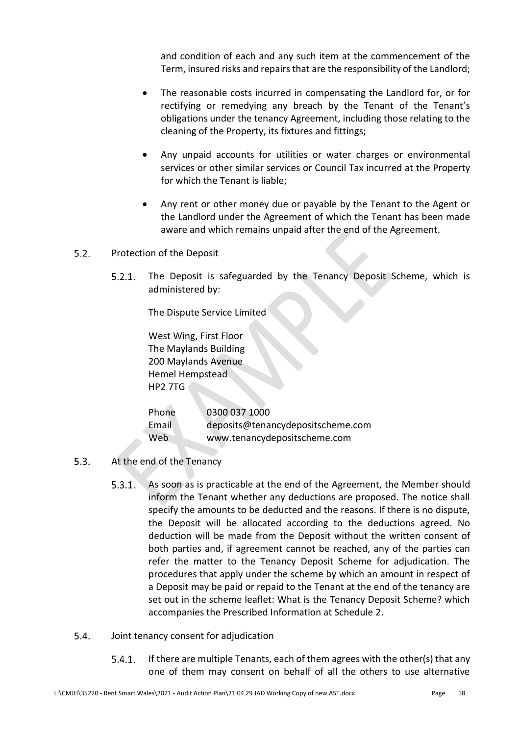and condition of each and any such item at the commencement of the Term, insured risks and repairs that are the responsibility of the Landlord;

- The reasonable costs incurred in compensating the Landlord for, or for rectifying or remedying any breach by the Tenant of the Tenant's obligations under the tenancy Agreement, including those relating to the cleaning of the Property, its fixtures and fittings;
- Any unpaid accounts for utilities or water charges or environmental services or other similar services or Council Tax incurred at the Property for which the Tenant is liable;
- Any rent or other money due or payable by the Tenant to the Agent or the Landlord under the Agreement of which the Tenant has been made aware and which remains unpaid after the end of the Agreement.

5.2. Protection of the Deposit

5.2.1. The Deposit is safeguarded by the Tenancy Deposit Scheme, which is administered by:

The Dispute Service Limited

West Wing, First Floor
The Maylands Building
200 Maylands Avenue
Hemel Hempstead
HP2 7TG

| | |
|---|---|
| Phone | 0300 037 1000 |
| Email | deposits@tenancydepositscheme.com |
| Web | www.tenancydepositscheme.com |

5.3. At the end of the Tenancy

5.3.1. As soon as is practicable at the end of the Agreement, the Member should inform the Tenant whether any deductions are proposed. The notice shall specify the amounts to be deducted and the reasons. If there is no dispute, the Deposit will be allocated according to the deductions agreed. No deduction will be made from the Deposit without the written consent of both parties and, if agreement cannot be reached, any of the parties can refer the matter to the Tenancy Deposit Scheme for adjudication. The procedures that apply under the scheme by which an amount in respect of a Deposit may be paid or repaid to the Tenant at the end of the tenancy are set out in the scheme leaflet: What is the Tenancy Deposit Scheme? which accompanies the Prescribed Information at Schedule 2.

5.4. Joint tenancy consent for adjudication

5.4.1. If there are multiple Tenants, each of them agrees with the other(s) that any one of them may consent on behalf of all the others to use alternative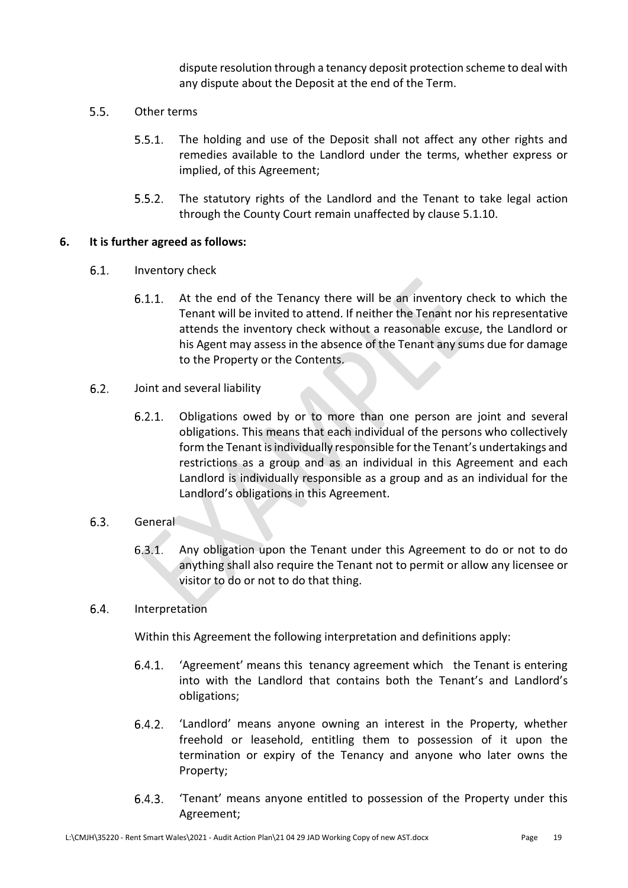dispute resolution through a tenancy deposit protection scheme to deal with any dispute about the Deposit at the end of the Term.

5.5. Other terms

5.5.1. The holding and use of the Deposit shall not affect any other rights and remedies available to the Landlord under the terms, whether express or implied, of this Agreement;

5.5.2. The statutory rights of the Landlord and the Tenant to take legal action through the County Court remain unaffected by clause 5.1.10.

**6. It is further agreed as follows:**

6.1. Inventory check

6.1.1. At the end of the Tenancy there will be an inventory check to which the Tenant will be invited to attend. If neither the Tenant nor his representative attends the inventory check without a reasonable excuse, the Landlord or his Agent may assess in the absence of the Tenant any sums due for damage to the Property or the Contents.

6.2. Joint and several liability

6.2.1. Obligations owed by or to more than one person are joint and several obligations. This means that each individual of the persons who collectively form the Tenant is individually responsible for the Tenant's undertakings and restrictions as a group and as an individual in this Agreement and each Landlord is individually responsible as a group and as an individual for the Landlord's obligations in this Agreement.

6.3. General

6.3.1. Any obligation upon the Tenant under this Agreement to do or not to do anything shall also require the Tenant not to permit or allow any licensee or visitor to do or not to do that thing.

6.4. Interpretation

Within this Agreement the following interpretation and definitions apply:

6.4.1. 'Agreement' means this tenancy agreement which the Tenant is entering into with the Landlord that contains both the Tenant's and Landlord's obligations;

6.4.2. 'Landlord' means anyone owning an interest in the Property, whether freehold or leasehold, entitling them to possession of it upon the termination or expiry of the Tenancy and anyone who later owns the Property;

6.4.3. 'Tenant' means anyone entitled to possession of the Property under this Agreement;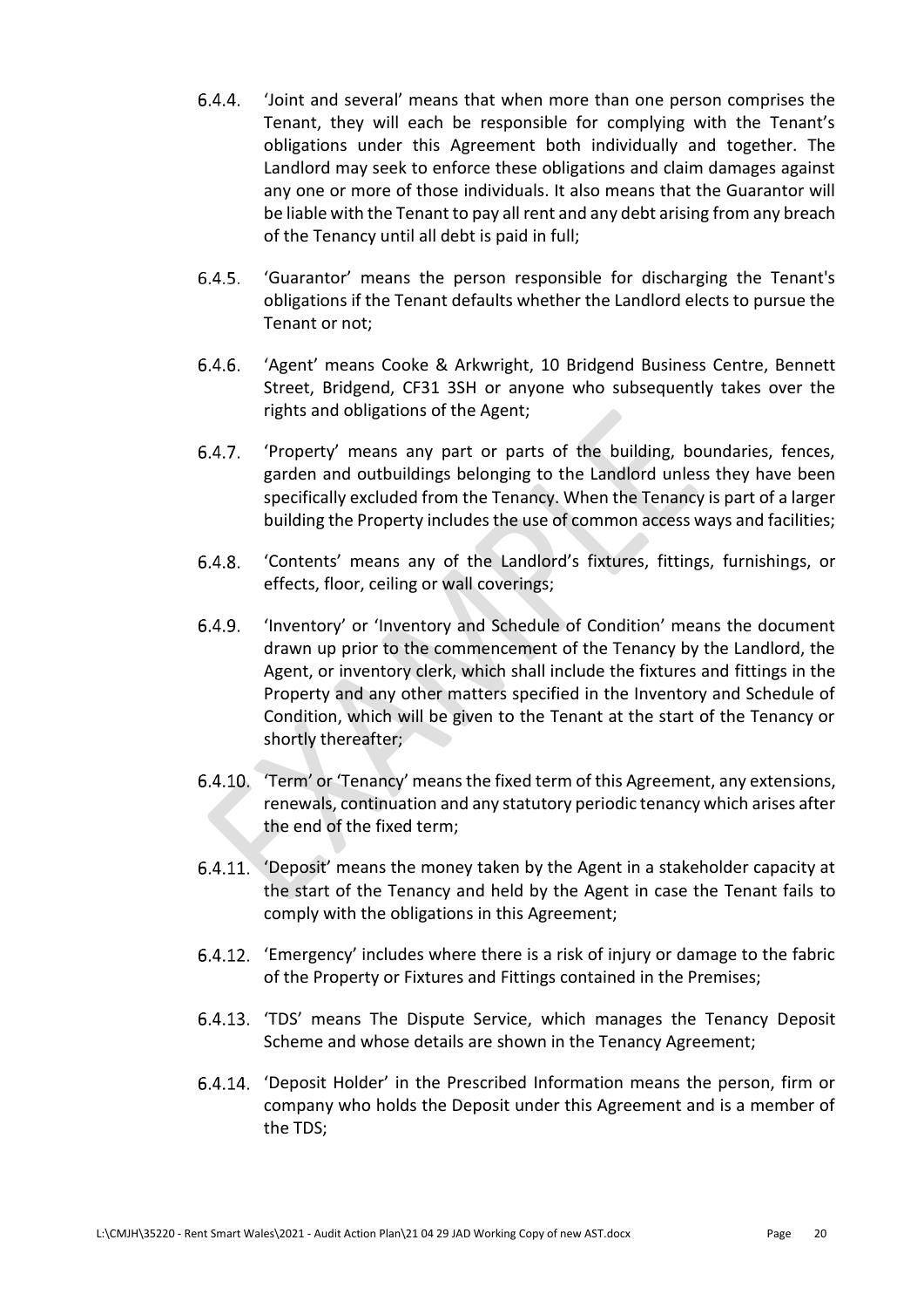6.4.4. 'Joint and several' means that when more than one person comprises the Tenant, they will each be responsible for complying with the Tenant's obligations under this Agreement both individually and together. The Landlord may seek to enforce these obligations and claim damages against any one or more of those individuals. It also means that the Guarantor will be liable with the Tenant to pay all rent and any debt arising from any breach of the Tenancy until all debt is paid in full;

6.4.5. 'Guarantor' means the person responsible for discharging the Tenant's obligations if the Tenant defaults whether the Landlord elects to pursue the Tenant or not;

6.4.6. 'Agent' means Cooke & Arkwright, 10 Bridgend Business Centre, Bennett Street, Bridgend, CF31 3SH or anyone who subsequently takes over the rights and obligations of the Agent;

6.4.7. 'Property' means any part or parts of the building, boundaries, fences, garden and outbuildings belonging to the Landlord unless they have been specifically excluded from the Tenancy. When the Tenancy is part of a larger building the Property includes the use of common access ways and facilities;

6.4.8. 'Contents' means any of the Landlord's fixtures, fittings, furnishings, or effects, floor, ceiling or wall coverings;

6.4.9. 'Inventory' or 'Inventory and Schedule of Condition' means the document drawn up prior to the commencement of the Tenancy by the Landlord, the Agent, or inventory clerk, which shall include the fixtures and fittings in the Property and any other matters specified in the Inventory and Schedule of Condition, which will be given to the Tenant at the start of the Tenancy or shortly thereafter;

6.4.10. 'Term' or 'Tenancy' means the fixed term of this Agreement, any extensions, renewals, continuation and any statutory periodic tenancy which arises after the end of the fixed term;

6.4.11. 'Deposit' means the money taken by the Agent in a stakeholder capacity at the start of the Tenancy and held by the Agent in case the Tenant fails to comply with the obligations in this Agreement;

6.4.12. 'Emergency' includes where there is a risk of injury or damage to the fabric of the Property or Fixtures and Fittings contained in the Premises;

6.4.13. 'TDS' means The Dispute Service, which manages the Tenancy Deposit Scheme and whose details are shown in the Tenancy Agreement;

6.4.14. 'Deposit Holder' in the Prescribed Information means the person, firm or company who holds the Deposit under this Agreement and is a member of the TDS;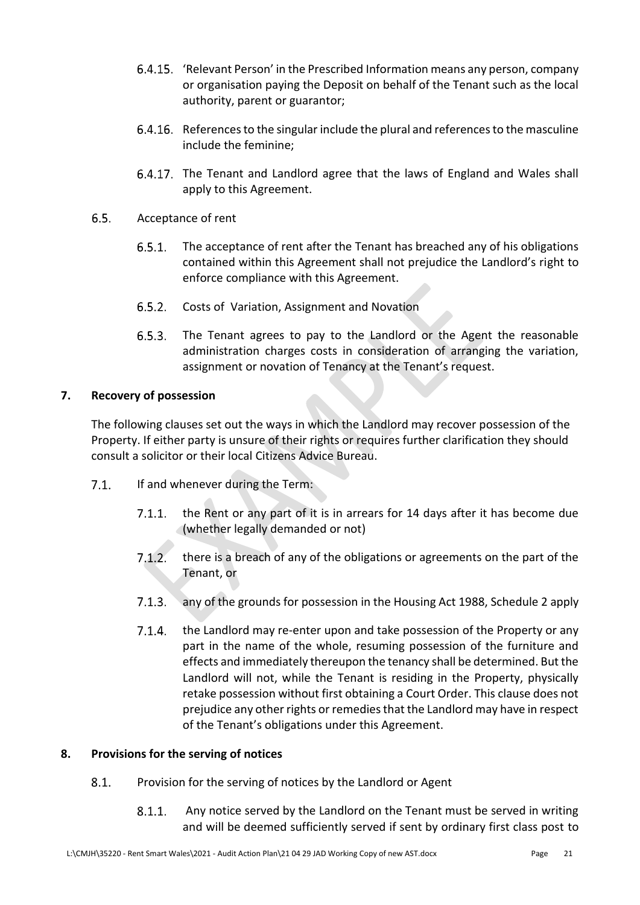6.4.15. 'Relevant Person' in the Prescribed Information means any person, company or organisation paying the Deposit on behalf of the Tenant such as the local authority, parent or guarantor;

6.4.16. References to the singular include the plural and references to the masculine include the feminine;

6.4.17. The Tenant and Landlord agree that the laws of England and Wales shall apply to this Agreement.

6.5. Acceptance of rent

6.5.1. The acceptance of rent after the Tenant has breached any of his obligations contained within this Agreement shall not prejudice the Landlord's right to enforce compliance with this Agreement.

6.5.2. Costs of Variation, Assignment and Novation

6.5.3. The Tenant agrees to pay to the Landlord or the Agent the reasonable administration charges costs in consideration of arranging the variation, assignment or novation of Tenancy at the Tenant's request.

## 7. Recovery of possession

The following clauses set out the ways in which the Landlord may recover possession of the Property. If either party is unsure of their rights or requires further clarification they should consult a solicitor or their local Citizens Advice Bureau.

7.1. If and whenever during the Term:

7.1.1. the Rent or any part of it is in arrears for 14 days after it has become due (whether legally demanded or not)

7.1.2. there is a breach of any of the obligations or agreements on the part of the Tenant, or

7.1.3. any of the grounds for possession in the Housing Act 1988, Schedule 2 apply

7.1.4. the Landlord may re-enter upon and take possession of the Property or any part in the name of the whole, resuming possession of the furniture and effects and immediately thereupon the tenancy shall be determined. But the Landlord will not, while the Tenant is residing in the Property, physically retake possession without first obtaining a Court Order. This clause does not prejudice any other rights or remedies that the Landlord may have in respect of the Tenant's obligations under this Agreement.

## 8. Provisions for the serving of notices

8.1. Provision for the serving of notices by the Landlord or Agent

8.1.1. Any notice served by the Landlord on the Tenant must be served in writing and will be deemed sufficiently served if sent by ordinary first class post to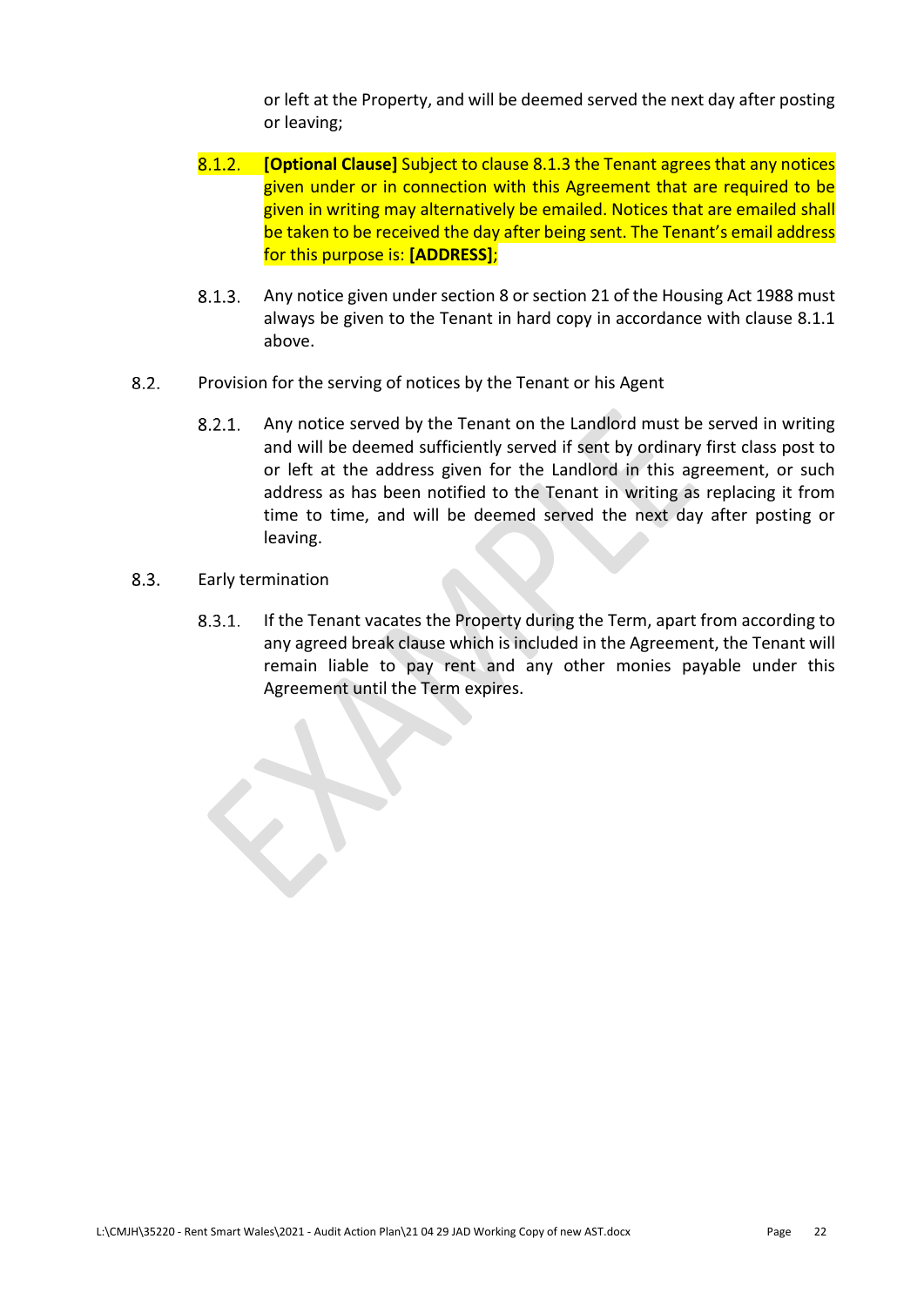or left at the Property, and will be deemed served the next day after posting or leaving;

8.1.2. **[Optional Clause]** Subject to clause 8.1.3 the Tenant agrees that any notices given under or in connection with this Agreement that are required to be given in writing may alternatively be emailed. Notices that are emailed shall be taken to be received the day after being sent. The Tenant's email address for this purpose is: **[ADDRESS]**;

8.1.3. Any notice given under section 8 or section 21 of the Housing Act 1988 must always be given to the Tenant in hard copy in accordance with clause 8.1.1 above.

8.2. Provision for the serving of notices by the Tenant or his Agent

8.2.1. Any notice served by the Tenant on the Landlord must be served in writing and will be deemed sufficiently served if sent by ordinary first class post to or left at the address given for the Landlord in this agreement, or such address as has been notified to the Tenant in writing as replacing it from time to time, and will be deemed served the next day after posting or leaving.

8.3. Early termination

8.3.1. If the Tenant vacates the Property during the Term, apart from according to any agreed break clause which is included in the Agreement, the Tenant will remain liable to pay rent and any other monies payable under this Agreement until the Term expires.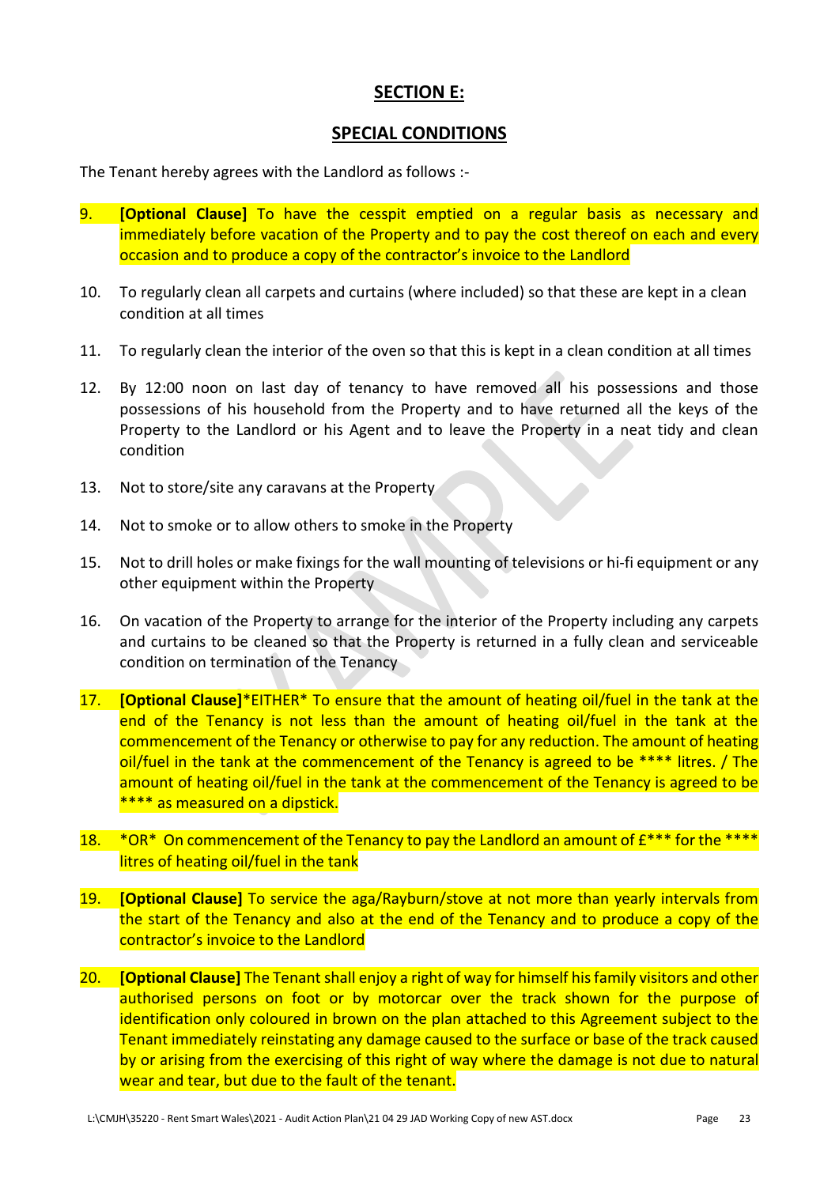## SECTION E:

## SPECIAL CONDITIONS

The Tenant hereby agrees with the Landlord as follows :-

9. **[Optional Clause]** To have the cesspit emptied on a regular basis as necessary and immediately before vacation of the Property and to pay the cost thereof on each and every occasion and to produce a copy of the contractor's invoice to the Landlord

10. To regularly clean all carpets and curtains (where included) so that these are kept in a clean condition at all times

11. To regularly clean the interior of the oven so that this is kept in a clean condition at all times

12. By 12:00 noon on last day of tenancy to have removed all his possessions and those possessions of his household from the Property and to have returned all the keys of the Property to the Landlord or his Agent and to leave the Property in a neat tidy and clean condition

13. Not to store/site any caravans at the Property

14. Not to smoke or to allow others to smoke in the Property

15. Not to drill holes or make fixings for the wall mounting of televisions or hi-fi equipment or any other equipment within the Property

16. On vacation of the Property to arrange for the interior of the Property including any carpets and curtains to be cleaned so that the Property is returned in a fully clean and serviceable condition on termination of the Tenancy

17. **[Optional Clause]***EITHER* To ensure that the amount of heating oil/fuel in the tank at the end of the Tenancy is not less than the amount of heating oil/fuel in the tank at the commencement of the Tenancy or otherwise to pay for any reduction. The amount of heating oil/fuel in the tank at the commencement of the Tenancy is agreed to be **** litres. / The amount of heating oil/fuel in the tank at the commencement of the Tenancy is agreed to be **** as measured on a dipstick.

18. *OR* On commencement of the Tenancy to pay the Landlord an amount of £*** for the **** litres of heating oil/fuel in the tank

19. **[Optional Clause]** To service the aga/Rayburn/stove at not more than yearly intervals from the start of the Tenancy and also at the end of the Tenancy and to produce a copy of the contractor's invoice to the Landlord

20. **[Optional Clause]** The Tenant shall enjoy a right of way for himself his family visitors and other authorised persons on foot or by motorcar over the track shown for the purpose of identification only coloured in brown on the plan attached to this Agreement subject to the Tenant immediately reinstating any damage caused to the surface or base of the track caused by or arising from the exercising of this right of way where the damage is not due to natural wear and tear, but due to the fault of the tenant.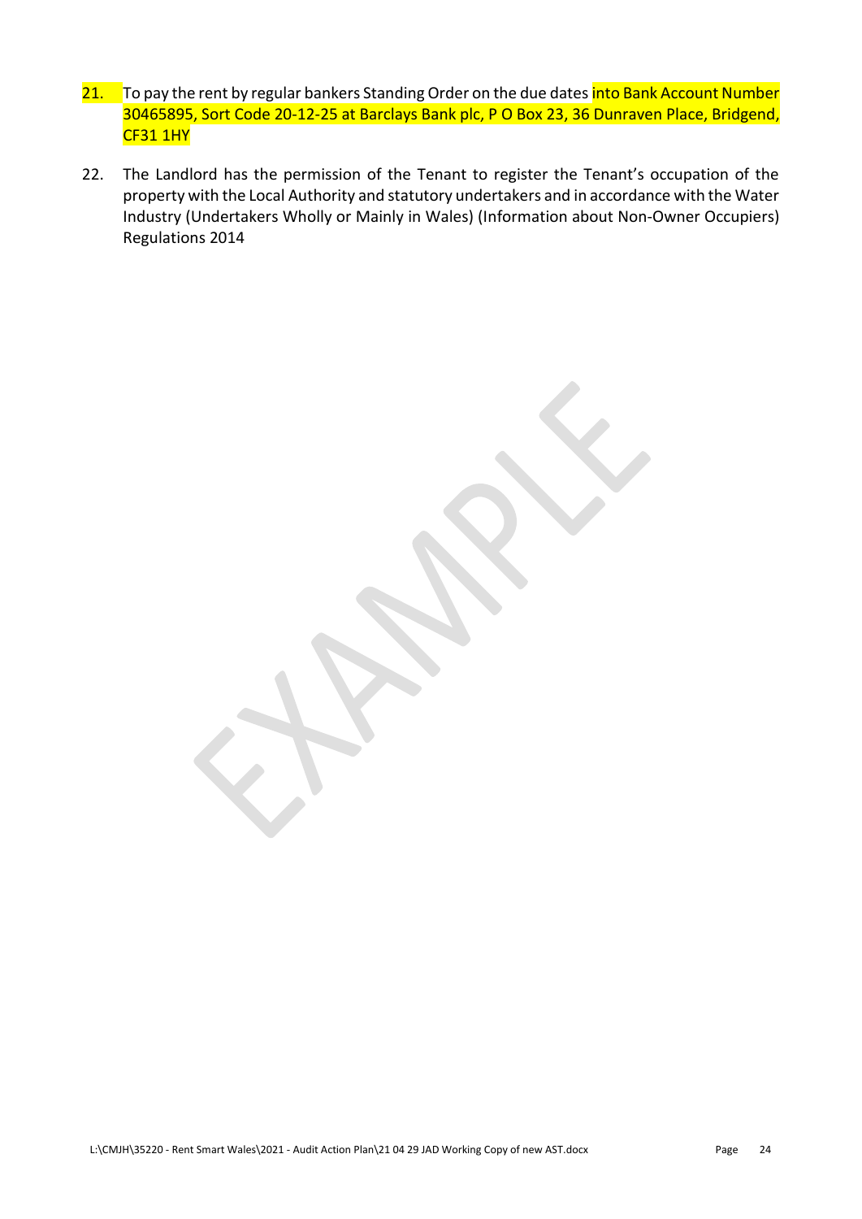21. To pay the rent by regular bankers Standing Order on the due dates into Bank Account Number 30465895, Sort Code 20-12-25 at Barclays Bank plc, P O Box 23, 36 Dunraven Place, Bridgend, CF31 1HY

22. The Landlord has the permission of the Tenant to register the Tenant's occupation of the property with the Local Authority and statutory undertakers and in accordance with the Water Industry (Undertakers Wholly or Mainly in Wales) (Information about Non-Owner Occupiers) Regulations 2014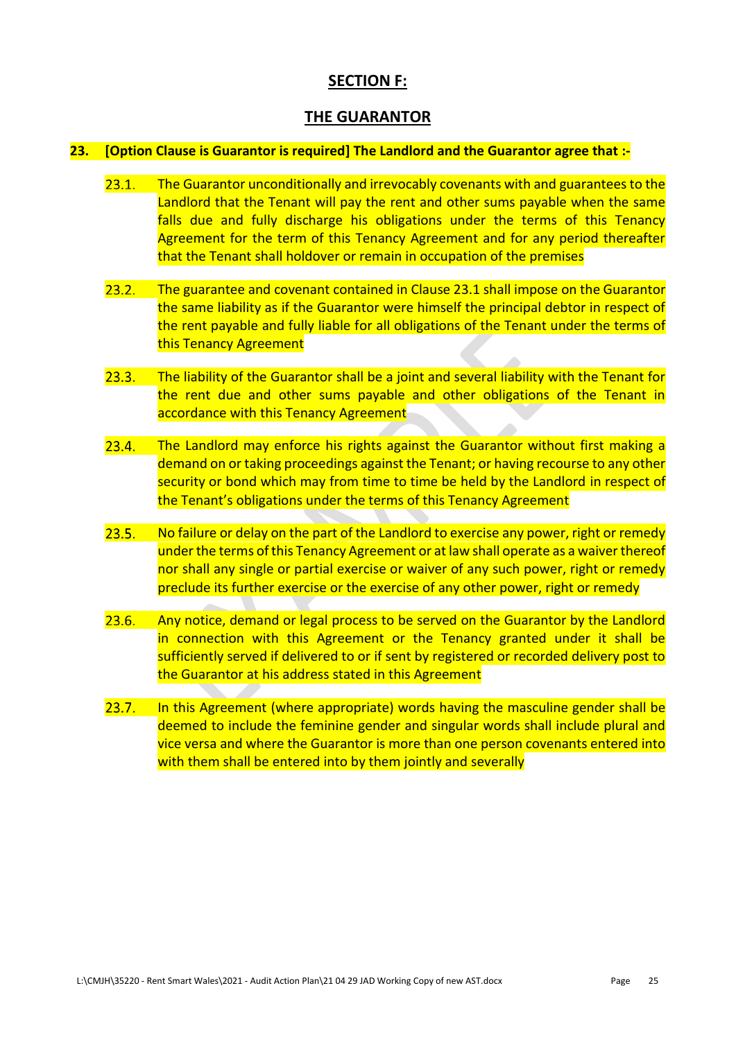## SECTION F:

## THE GUARANTOR

**23. [Option Clause is Guarantor is required] The Landlord and the Guarantor agree that :-**

23.1. The Guarantor unconditionally and irrevocably covenants with and guarantees to the Landlord that the Tenant will pay the rent and other sums payable when the same falls due and fully discharge his obligations under the terms of this Tenancy Agreement for the term of this Tenancy Agreement and for any period thereafter that the Tenant shall holdover or remain in occupation of the premises

23.2. The guarantee and covenant contained in Clause 23.1 shall impose on the Guarantor the same liability as if the Guarantor were himself the principal debtor in respect of the rent payable and fully liable for all obligations of the Tenant under the terms of this Tenancy Agreement

23.3. The liability of the Guarantor shall be a joint and several liability with the Tenant for the rent due and other sums payable and other obligations of the Tenant in accordance with this Tenancy Agreement

23.4. The Landlord may enforce his rights against the Guarantor without first making a demand on or taking proceedings against the Tenant; or having recourse to any other security or bond which may from time to time be held by the Landlord in respect of the Tenant's obligations under the terms of this Tenancy Agreement

23.5. No failure or delay on the part of the Landlord to exercise any power, right or remedy under the terms of this Tenancy Agreement or at law shall operate as a waiver thereof nor shall any single or partial exercise or waiver of any such power, right or remedy preclude its further exercise or the exercise of any other power, right or remedy

23.6. Any notice, demand or legal process to be served on the Guarantor by the Landlord in connection with this Agreement or the Tenancy granted under it shall be sufficiently served if delivered to or if sent by registered or recorded delivery post to the Guarantor at his address stated in this Agreement

23.7. In this Agreement (where appropriate) words having the masculine gender shall be deemed to include the feminine gender and singular words shall include plural and vice versa and where the Guarantor is more than one person covenants entered into with them shall be entered into by them jointly and severally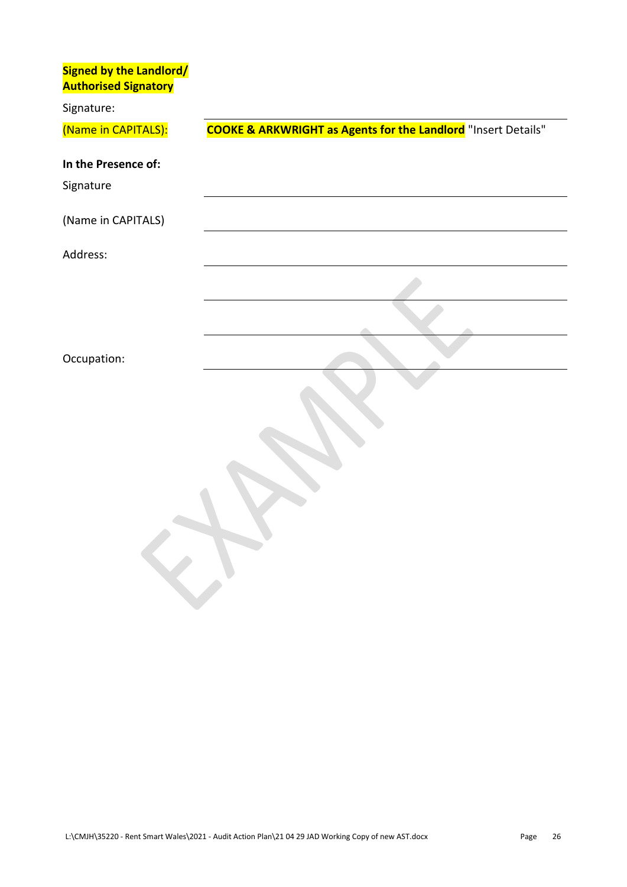**Signed by the Landlord/ Authorised Signatory**

Signature: \_\_\_\_\_\_\_\_\_\_\_\_\_\_\_\_\_\_\_\_\_\_\_\_\_\_\_\_\_\_

(Name in CAPITALS): **COOKE & ARKWRIGHT as Agents for the Landlord** "Insert Details"

**In the Presence of:**

Signature \_\_\_\_\_\_\_\_\_\_\_\_\_\_\_\_\_\_\_\_\_\_\_\_\_\_\_\_\_\_

(Name in CAPITALS) \_\_\_\_\_\_\_\_\_\_\_\_\_\_\_\_\_\_\_\_\_\_\_\_\_\_\_\_\_\_

Address: \_\_\_\_\_\_\_\_\_\_\_\_\_\_\_\_\_\_\_\_\_\_\_\_\_\_\_\_\_\_

\_\_\_\_\_\_\_\_\_\_\_\_\_\_\_\_\_\_\_\_\_\_\_\_\_\_\_\_\_\_

\_\_\_\_\_\_\_\_\_\_\_\_\_\_\_\_\_\_\_\_\_\_\_\_\_\_\_\_\_\_

Occupation: \_\_\_\_\_\_\_\_\_\_\_\_\_\_\_\_\_\_\_\_\_\_\_\_\_\_\_\_\_\_

EXAMPLE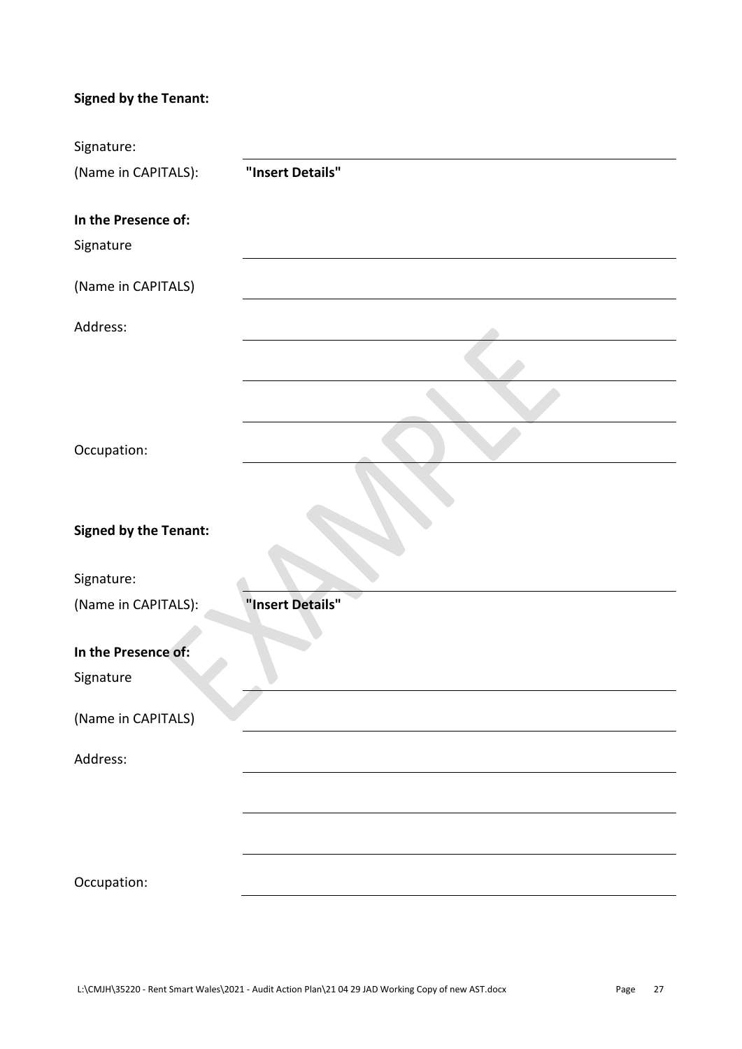**Signed by the Tenant:**

Signature: \_\_\_\_\_\_\_\_\_\_\_\_\_\_\_\_\_\_\_\_\_\_\_\_\_\_\_\_\_\_

(Name in CAPITALS): **"Insert Details"**

**In the Presence of:**

Signature \_\_\_\_\_\_\_\_\_\_\_\_\_\_\_\_\_\_\_\_\_\_\_\_\_\_\_\_\_\_

(Name in CAPITALS) \_\_\_\_\_\_\_\_\_\_\_\_\_\_\_\_\_\_\_\_\_\_\_\_\_\_\_\_\_\_

Address: \_\_\_\_\_\_\_\_\_\_\_\_\_\_\_\_\_\_\_\_\_\_\_\_\_\_\_\_\_\_

\_\_\_\_\_\_\_\_\_\_\_\_\_\_\_\_\_\_\_\_\_\_\_\_\_\_\_\_\_\_

\_\_\_\_\_\_\_\_\_\_\_\_\_\_\_\_\_\_\_\_\_\_\_\_\_\_\_\_\_\_

Occupation: \_\_\_\_\_\_\_\_\_\_\_\_\_\_\_\_\_\_\_\_\_\_\_\_\_\_\_\_\_\_

**Signed by the Tenant:**

Signature: \_\_\_\_\_\_\_\_\_\_\_\_\_\_\_\_\_\_\_\_\_\_\_\_\_\_\_\_\_\_

(Name in CAPITALS): **"Insert Details"**

**In the Presence of:**

Signature \_\_\_\_\_\_\_\_\_\_\_\_\_\_\_\_\_\_\_\_\_\_\_\_\_\_\_\_\_\_

(Name in CAPITALS) \_\_\_\_\_\_\_\_\_\_\_\_\_\_\_\_\_\_\_\_\_\_\_\_\_\_\_\_\_\_

Address: \_\_\_\_\_\_\_\_\_\_\_\_\_\_\_\_\_\_\_\_\_\_\_\_\_\_\_\_\_\_

\_\_\_\_\_\_\_\_\_\_\_\_\_\_\_\_\_\_\_\_\_\_\_\_\_\_\_\_\_\_

\_\_\_\_\_\_\_\_\_\_\_\_\_\_\_\_\_\_\_\_\_\_\_\_\_\_\_\_\_\_

Occupation: \_\_\_\_\_\_\_\_\_\_\_\_\_\_\_\_\_\_\_\_\_\_\_\_\_\_\_\_\_\_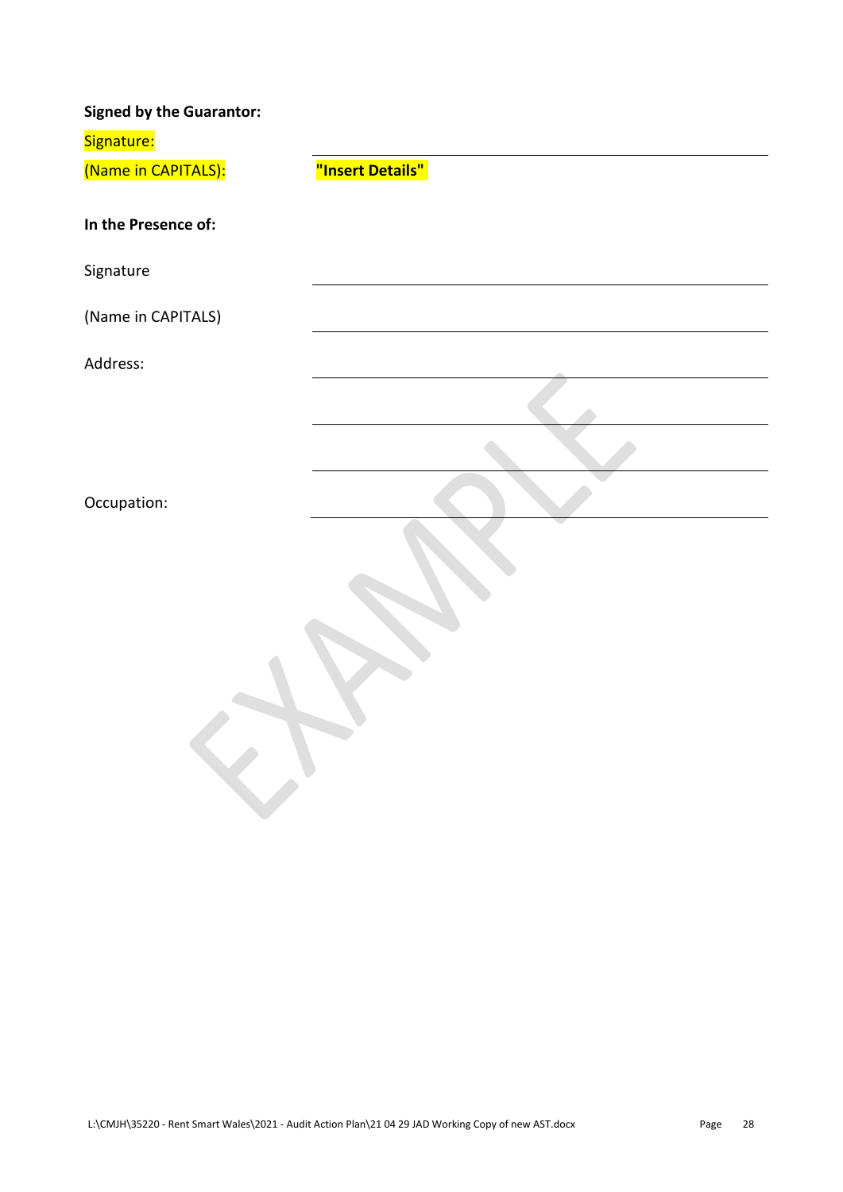**Signed by the Guarantor:**

Signature: \_\_\_\_\_\_\_\_\_\_\_\_\_\_\_\_\_\_\_\_\_\_\_\_\_\_\_\_\_\_

(Name in CAPITALS): **"Insert Details"**

**In the Presence of:**

Signature \_\_\_\_\_\_\_\_\_\_\_\_\_\_\_\_\_\_\_\_\_\_\_\_\_\_\_\_\_\_

(Name in CAPITALS) \_\_\_\_\_\_\_\_\_\_\_\_\_\_\_\_\_\_\_\_\_\_\_\_\_\_\_\_\_\_

Address: \_\_\_\_\_\_\_\_\_\_\_\_\_\_\_\_\_\_\_\_\_\_\_\_\_\_\_\_\_\_

\_\_\_\_\_\_\_\_\_\_\_\_\_\_\_\_\_\_\_\_\_\_\_\_\_\_\_\_\_\_

\_\_\_\_\_\_\_\_\_\_\_\_\_\_\_\_\_\_\_\_\_\_\_\_\_\_\_\_\_\_

Occupation: \_\_\_\_\_\_\_\_\_\_\_\_\_\_\_\_\_\_\_\_\_\_\_\_\_\_\_\_\_\_

EXAMPLE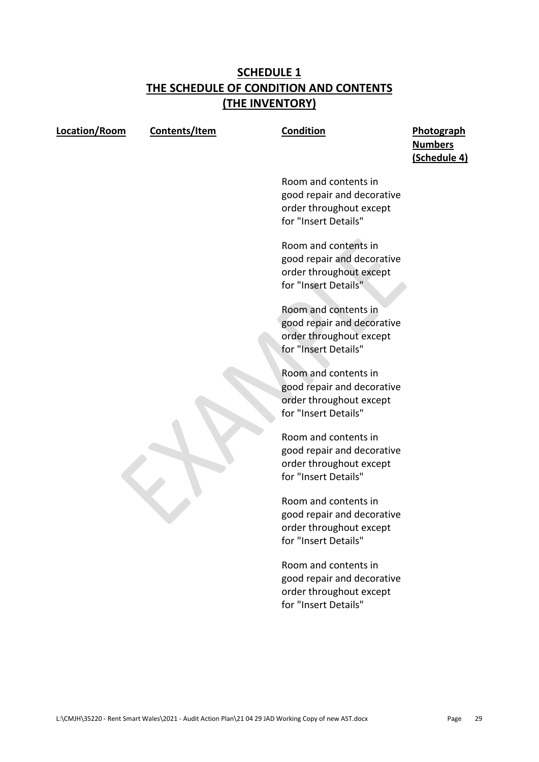## SCHEDULE 1
## THE SCHEDULE OF CONDITION AND CONTENTS
## (THE INVENTORY)

| Location/Room | Contents/Item | Condition | Photograph Numbers (Schedule 4) |
|---|---|---|---|
| | | Room and contents in good repair and decorative order throughout except for "Insert Details" | |
| | | Room and contents in good repair and decorative order throughout except for "Insert Details" | |
| | | Room and contents in good repair and decorative order throughout except for "Insert Details" | |
| | | Room and contents in good repair and decorative order throughout except for "Insert Details" | |
| | | Room and contents in good repair and decorative order throughout except for "Insert Details" | |
| | | Room and contents in good repair and decorative order throughout except for "Insert Details" | |
| | | Room and contents in good repair and decorative order throughout except for "Insert Details" | |

EXAMPLE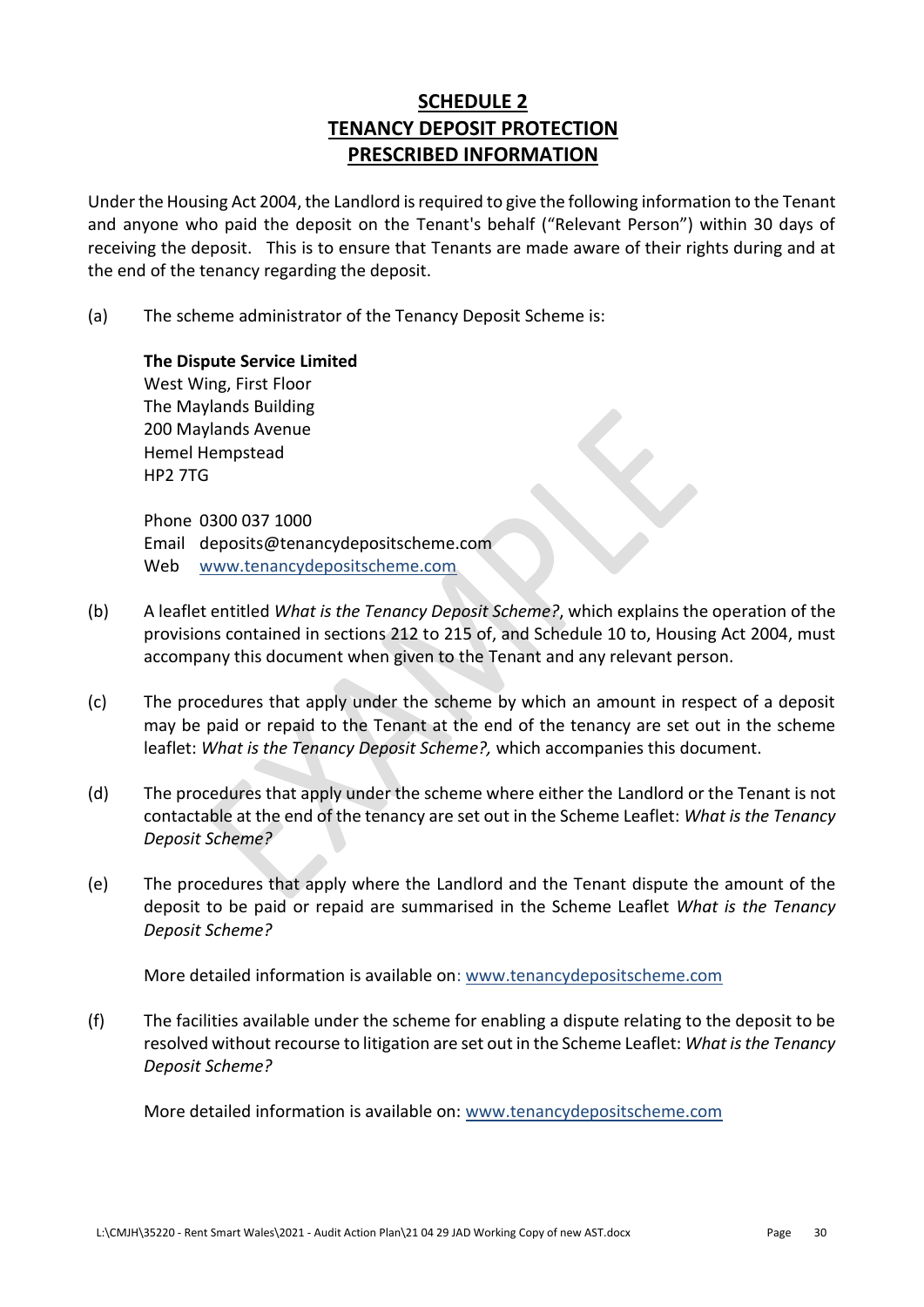# SCHEDULE 2
# TENANCY DEPOSIT PROTECTION
# PRESCRIBED INFORMATION

Under the Housing Act 2004, the Landlord is required to give the following information to the Tenant and anyone who paid the deposit on the Tenant's behalf ("Relevant Person") within 30 days of receiving the deposit. This is to ensure that Tenants are made aware of their rights during and at the end of the tenancy regarding the deposit.

(a) The scheme administrator of the Tenancy Deposit Scheme is:

**The Dispute Service Limited**
West Wing, First Floor
The Maylands Building
200 Maylands Avenue
Hemel Hempstead
HP2 7TG

Phone 0300 037 1000
Email deposits@tenancydepositscheme.com
Web www.tenancydepositscheme.com

(b) A leaflet entitled *What is the Tenancy Deposit Scheme?*, which explains the operation of the provisions contained in sections 212 to 215 of, and Schedule 10 to, Housing Act 2004, must accompany this document when given to the Tenant and any relevant person.

(c) The procedures that apply under the scheme by which an amount in respect of a deposit may be paid or repaid to the Tenant at the end of the tenancy are set out in the scheme leaflet: *What is the Tenancy Deposit Scheme?,* which accompanies this document.

(d) The procedures that apply under the scheme where either the Landlord or the Tenant is not contactable at the end of the tenancy are set out in the Scheme Leaflet: *What is the Tenancy Deposit Scheme?*

(e) The procedures that apply where the Landlord and the Tenant dispute the amount of the deposit to be paid or repaid are summarised in the Scheme Leaflet *What is the Tenancy Deposit Scheme?*

More detailed information is available on: www.tenancydepositscheme.com

(f) The facilities available under the scheme for enabling a dispute relating to the deposit to be resolved without recourse to litigation are set out in the Scheme Leaflet: *What is the Tenancy Deposit Scheme?*

More detailed information is available on: www.tenancydepositscheme.com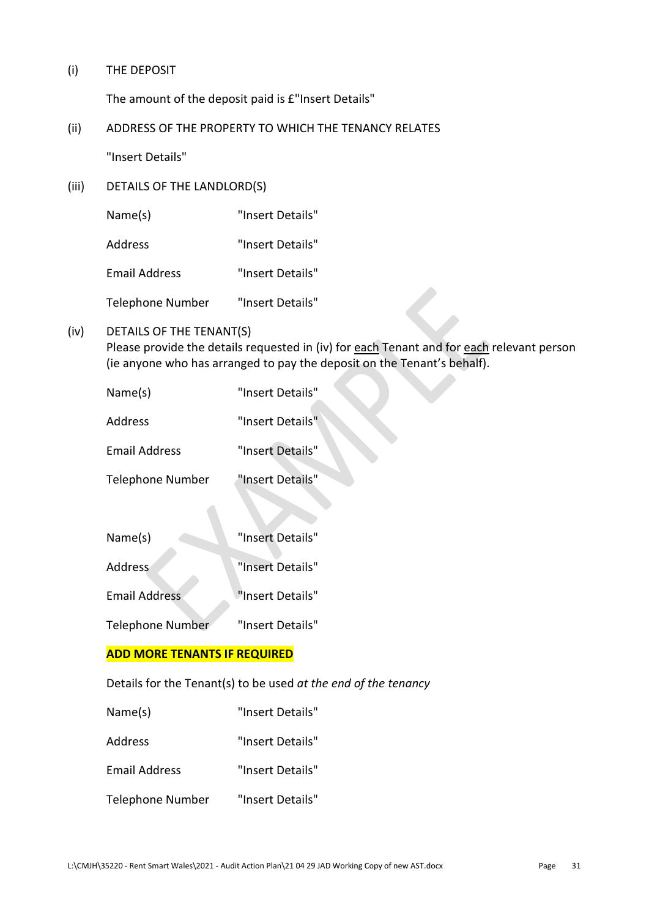(i) THE DEPOSIT

The amount of the deposit paid is £"Insert Details"

(ii) ADDRESS OF THE PROPERTY TO WHICH THE TENANCY RELATES

"Insert Details"

(iii) DETAILS OF THE LANDLORD(S)

| | |
|---|---|
| Name(s) | "Insert Details" |
| Address | "Insert Details" |
| Email Address | "Insert Details" |
| Telephone Number | "Insert Details" |

(iv) DETAILS OF THE TENANT(S)
Please provide the details requested in (iv) for each Tenant and for each relevant person (ie anyone who has arranged to pay the deposit on the Tenant's behalf).

| | |
|---|---|
| Name(s) | "Insert Details" |
| Address | "Insert Details" |
| Email Address | "Insert Details" |
| Telephone Number | "Insert Details" |

| | |
|---|---|
| Name(s) | "Insert Details" |
| Address | "Insert Details" |
| Email Address | "Insert Details" |
| Telephone Number | "Insert Details" |

**ADD MORE TENANTS IF REQUIRED**

Details for the Tenant(s) to be used *at the end of the tenancy*

| | |
|---|---|
| Name(s) | "Insert Details" |
| Address | "Insert Details" |
| Email Address | "Insert Details" |
| Telephone Number | "Insert Details" |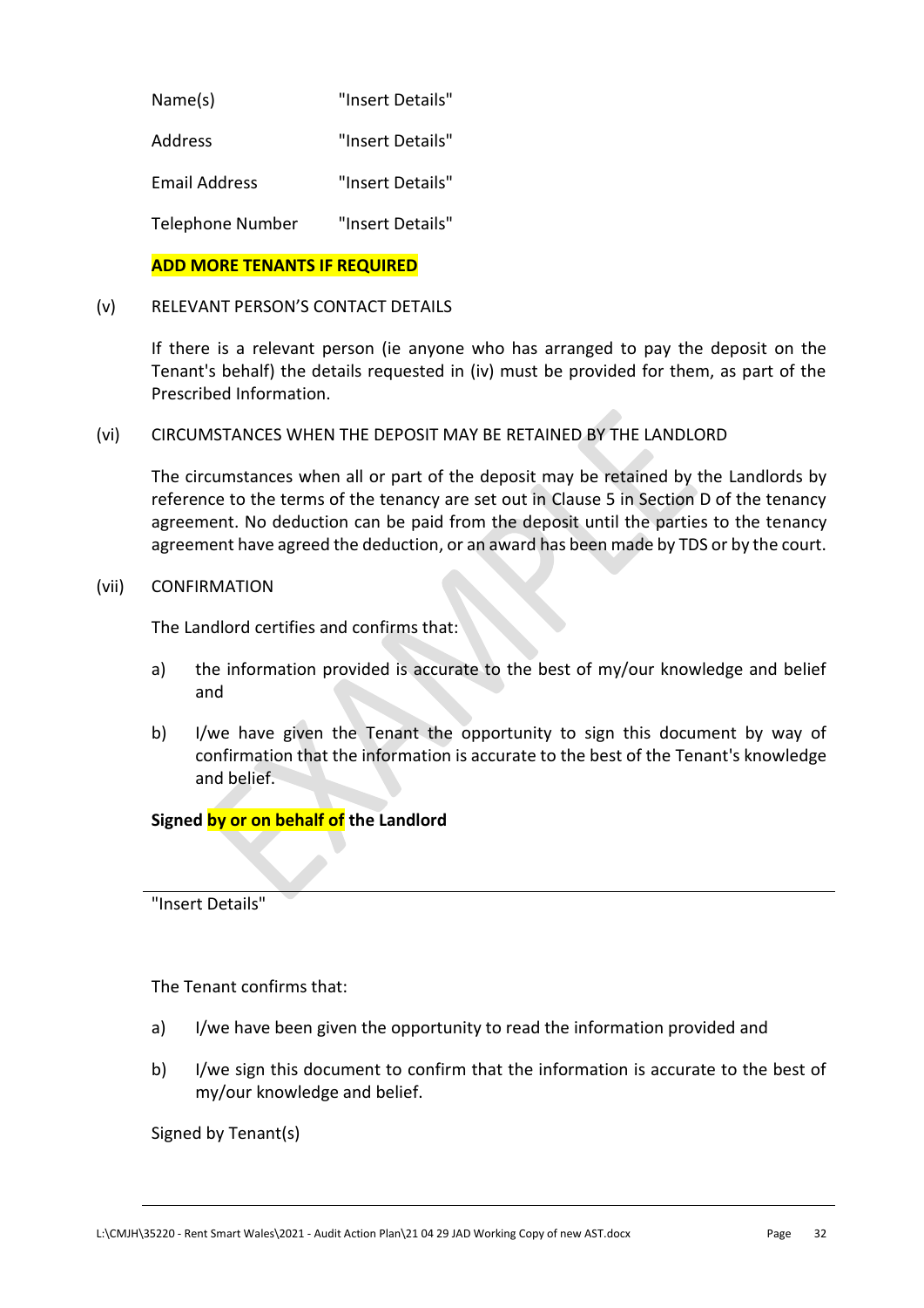| | |
|---|---|
| Name(s) | "Insert Details" |
| Address | "Insert Details" |
| Email Address | "Insert Details" |
| Telephone Number | "Insert Details" |

**ADD MORE TENANTS IF REQUIRED**

(v) RELEVANT PERSON'S CONTACT DETAILS

If there is a relevant person (ie anyone who has arranged to pay the deposit on the Tenant's behalf) the details requested in (iv) must be provided for them, as part of the Prescribed Information.

(vi) CIRCUMSTANCES WHEN THE DEPOSIT MAY BE RETAINED BY THE LANDLORD

The circumstances when all or part of the deposit may be retained by the Landlords by reference to the terms of the tenancy are set out in Clause 5 in Section D of the tenancy agreement. No deduction can be paid from the deposit until the parties to the tenancy agreement have agreed the deduction, or an award has been made by TDS or by the court.

(vii) CONFIRMATION

The Landlord certifies and confirms that:

a) the information provided is accurate to the best of my/our knowledge and belief and

b) I/we have given the Tenant the opportunity to sign this document by way of confirmation that the information is accurate to the best of the Tenant's knowledge and belief.

**Signed by or on behalf of the Landlord**

"Insert Details"

The Tenant confirms that:

a) I/we have been given the opportunity to read the information provided and

b) I/we sign this document to confirm that the information is accurate to the best of my/our knowledge and belief.

Signed by Tenant(s)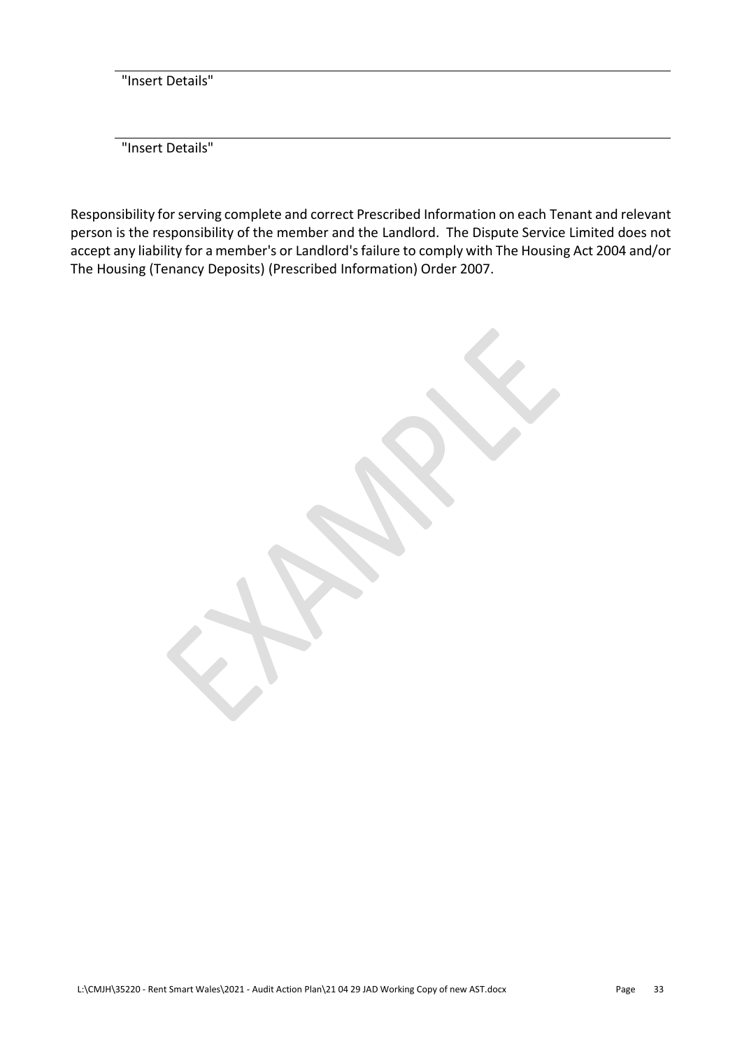"Insert Details"

"Insert Details"

Responsibility for serving complete and correct Prescribed Information on each Tenant and relevant person is the responsibility of the member and the Landlord. The Dispute Service Limited does not accept any liability for a member's or Landlord's failure to comply with The Housing Act 2004 and/or The Housing (Tenancy Deposits) (Prescribed Information) Order 2007.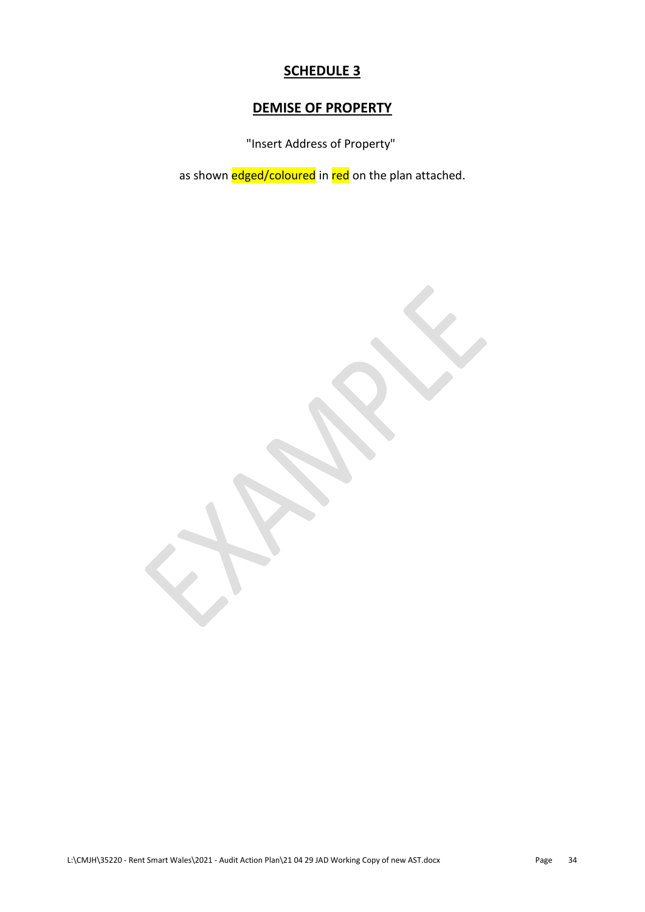# SCHEDULE 3

## DEMISE OF PROPERTY

"Insert Address of Property"

as shown edged/coloured in red on the plan attached.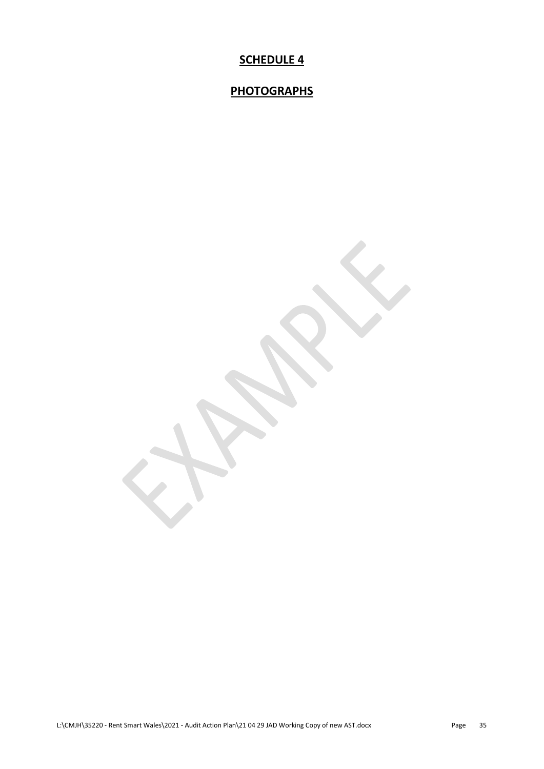# SCHEDULE 4

## PHOTOGRAPHS